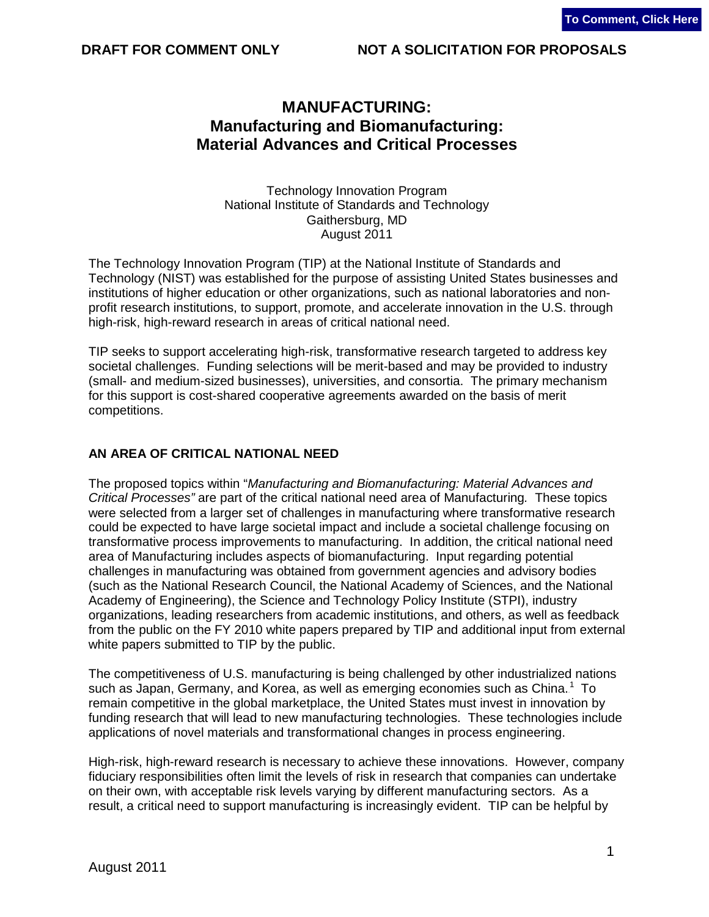**DRAFT FOR COMMENT ONLY NOT A SOLICITATION FOR PROPOSALS**

# MANUFACTURING: Manufacturing and Biomanufacturing: Material Advances and Critical Processes

Technology Innovation Program
National Institute of Standards and Technology
Gaithersburg, MD
August 2011

The Technology Innovation Program (TIP) at the National Institute of Standards and Technology (NIST) was established for the purpose of assisting United States businesses and institutions of higher education or other organizations, such as national laboratories and non-profit research institutions, to support, promote, and accelerate innovation in the U.S. through high-risk, high-reward research in areas of critical national need.

TIP seeks to support accelerating high-risk, transformative research targeted to address key societal challenges. Funding selections will be merit-based and may be provided to industry (small- and medium-sized businesses), universities, and consortia. The primary mechanism for this support is cost-shared cooperative agreements awarded on the basis of merit competitions.

## AN AREA OF CRITICAL NATIONAL NEED

The proposed topics within "*Manufacturing and Biomanufacturing: Material Advances and Critical Processes"* are part of the critical national need area of Manufacturing. These topics were selected from a larger set of challenges in manufacturing where transformative research could be expected to have large societal impact and include a societal challenge focusing on transformative process improvements to manufacturing. In addition, the critical national need area of Manufacturing includes aspects of biomanufacturing. Input regarding potential challenges in manufacturing was obtained from government agencies and advisory bodies (such as the National Research Council, the National Academy of Sciences, and the National Academy of Engineering), the Science and Technology Policy Institute (STPI), industry organizations, leading researchers from academic institutions, and others, as well as feedback from the public on the FY 2010 white papers prepared by TIP and additional input from external white papers submitted to TIP by the public.

The competitiveness of U.S. manufacturing is being challenged by other industrialized nations such as Japan, Germany, and Korea, as well as emerging economies such as China.[1] To remain competitive in the global marketplace, the United States must invest in innovation by funding research that will lead to new manufacturing technologies. These technologies include applications of novel materials and transformational changes in process engineering.

High-risk, high-reward research is necessary to achieve these innovations. However, company fiduciary responsibilities often limit the levels of risk in research that companies can undertake on their own, with acceptable risk levels varying by different manufacturing sectors. As a result, a critical need to support manufacturing is increasingly evident. TIP can be helpful by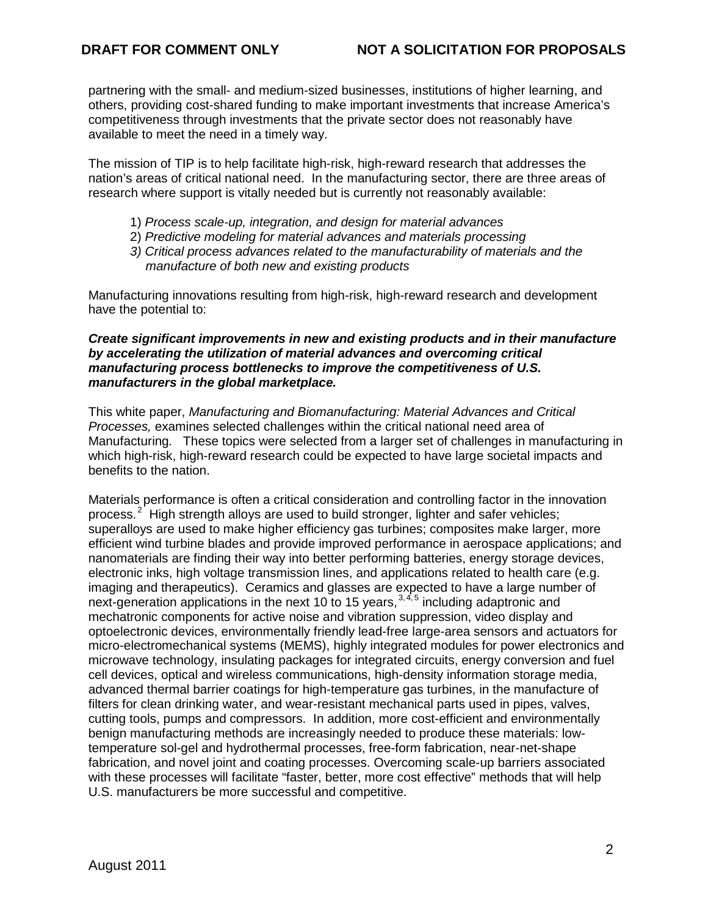partnering with the small- and medium-sized businesses, institutions of higher learning, and others, providing cost-shared funding to make important investments that increase America's competitiveness through investments that the private sector does not reasonably have available to meet the need in a timely way.

The mission of TIP is to help facilitate high-risk, high-reward research that addresses the nation's areas of critical national need. In the manufacturing sector, there are three areas of research where support is vitally needed but is currently not reasonably available:

1) *Process scale-up, integration, and design for material advances*
2) *Predictive modeling for material advances and materials processing*
3) *Critical process advances related to the manufacturability of materials and the manufacture of both new and existing products*

Manufacturing innovations resulting from high-risk, high-reward research and development have the potential to:

***Create significant improvements in new and existing products and in their manufacture by accelerating the utilization of material advances and overcoming critical manufacturing process bottlenecks to improve the competitiveness of U.S. manufacturers in the global marketplace.***

This white paper, *Manufacturing and Biomanufacturing: Material Advances and Critical Processes,* examines selected challenges within the critical national need area of Manufacturing. These topics were selected from a larger set of challenges in manufacturing in which high-risk, high-reward research could be expected to have large societal impacts and benefits to the nation.

Materials performance is often a critical consideration and controlling factor in the innovation process.[2] High strength alloys are used to build stronger, lighter and safer vehicles; superalloys are used to make higher efficiency gas turbines; composites make larger, more efficient wind turbine blades and provide improved performance in aerospace applications; and nanomaterials are finding their way into better performing batteries, energy storage devices, electronic inks, high voltage transmission lines, and applications related to health care (e.g. imaging and therapeutics). Ceramics and glasses are expected to have a large number of next-generation applications in the next 10 to 15 years,[3,4,5] including adaptronic and mechatronic components for active noise and vibration suppression, video display and optoelectronic devices, environmentally friendly lead-free large-area sensors and actuators for micro-electromechanical systems (MEMS), highly integrated modules for power electronics and microwave technology, insulating packages for integrated circuits, energy conversion and fuel cell devices, optical and wireless communications, high-density information storage media, advanced thermal barrier coatings for high-temperature gas turbines, in the manufacture of filters for clean drinking water, and wear-resistant mechanical parts used in pipes, valves, cutting tools, pumps and compressors. In addition, more cost-efficient and environmentally benign manufacturing methods are increasingly needed to produce these materials: low-temperature sol-gel and hydrothermal processes, free-form fabrication, near-net-shape fabrication, and novel joint and coating processes. Overcoming scale-up barriers associated with these processes will facilitate "faster, better, more cost effective" methods that will help U.S. manufacturers be more successful and competitive.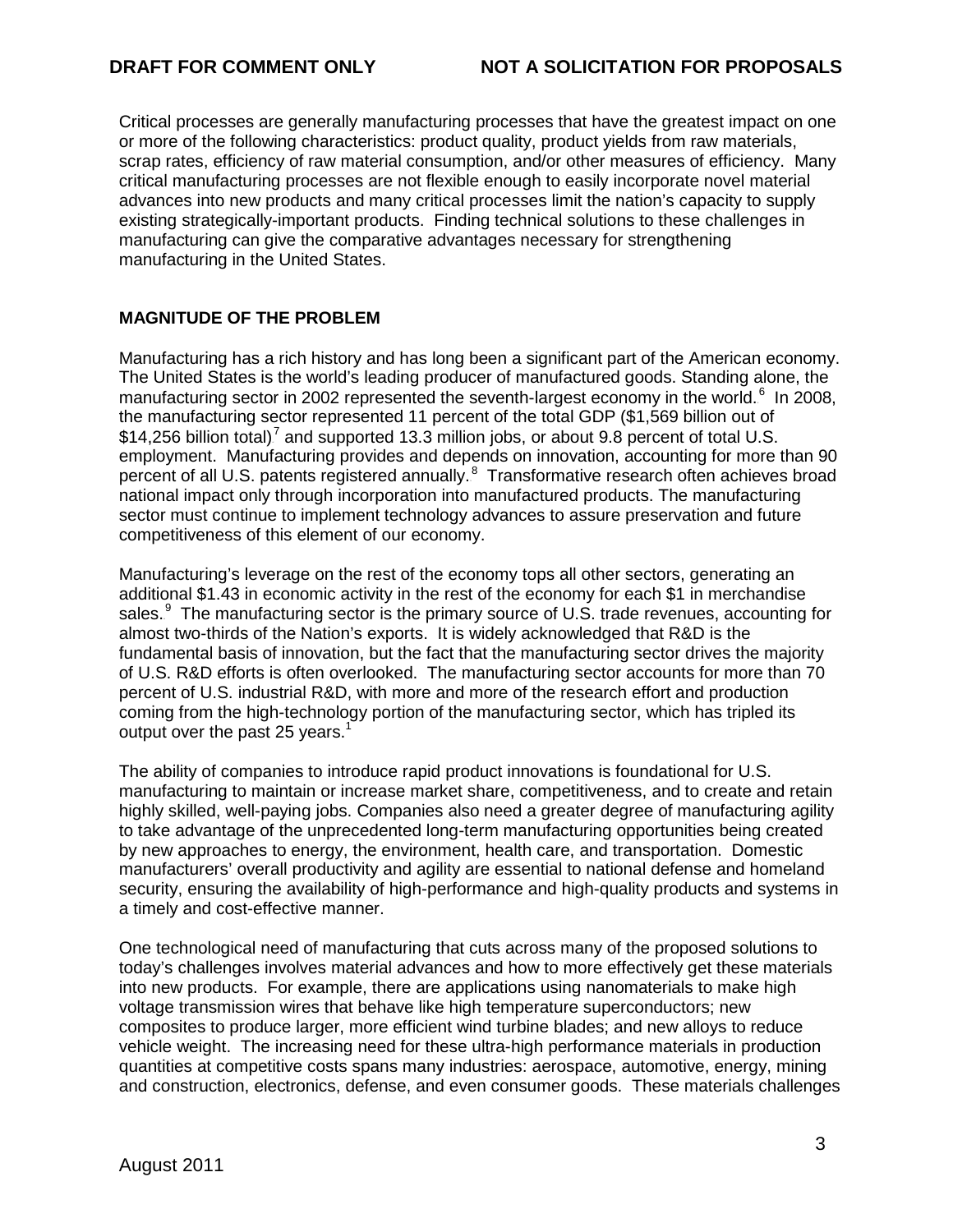Critical processes are generally manufacturing processes that have the greatest impact on one or more of the following characteristics: product quality, product yields from raw materials, scrap rates, efficiency of raw material consumption, and/or other measures of efficiency. Many critical manufacturing processes are not flexible enough to easily incorporate novel material advances into new products and many critical processes limit the nation's capacity to supply existing strategically-important products. Finding technical solutions to these challenges in manufacturing can give the comparative advantages necessary for strengthening manufacturing in the United States.

## MAGNITUDE OF THE PROBLEM

Manufacturing has a rich history and has long been a significant part of the American economy. The United States is the world's leading producer of manufactured goods. Standing alone, the manufacturing sector in 2002 represented the seventh-largest economy in the world.[6] In 2008, the manufacturing sector represented 11 percent of the total GDP ($1,569 billion out of $14,256 billion total)[7] and supported 13.3 million jobs, or about 9.8 percent of total U.S. employment. Manufacturing provides and depends on innovation, accounting for more than 90 percent of all U.S. patents registered annually.[8] Transformative research often achieves broad national impact only through incorporation into manufactured products. The manufacturing sector must continue to implement technology advances to assure preservation and future competitiveness of this element of our economy.

Manufacturing's leverage on the rest of the economy tops all other sectors, generating an additional $1.43 in economic activity in the rest of the economy for each $1 in merchandise sales.[9] The manufacturing sector is the primary source of U.S. trade revenues, accounting for almost two-thirds of the Nation's exports. It is widely acknowledged that R&D is the fundamental basis of innovation, but the fact that the manufacturing sector drives the majority of U.S. R&D efforts is often overlooked. The manufacturing sector accounts for more than 70 percent of U.S. industrial R&D, with more and more of the research effort and production coming from the high-technology portion of the manufacturing sector, which has tripled its output over the past 25 years.[1]

The ability of companies to introduce rapid product innovations is foundational for U.S. manufacturing to maintain or increase market share, competitiveness, and to create and retain highly skilled, well-paying jobs. Companies also need a greater degree of manufacturing agility to take advantage of the unprecedented long-term manufacturing opportunities being created by new approaches to energy, the environment, health care, and transportation. Domestic manufacturers' overall productivity and agility are essential to national defense and homeland security, ensuring the availability of high-performance and high-quality products and systems in a timely and cost-effective manner.

One technological need of manufacturing that cuts across many of the proposed solutions to today's challenges involves material advances and how to more effectively get these materials into new products. For example, there are applications using nanomaterials to make high voltage transmission wires that behave like high temperature superconductors; new composites to produce larger, more efficient wind turbine blades; and new alloys to reduce vehicle weight. The increasing need for these ultra-high performance materials in production quantities at competitive costs spans many industries: aerospace, automotive, energy, mining and construction, electronics, defense, and even consumer goods. These materials challenges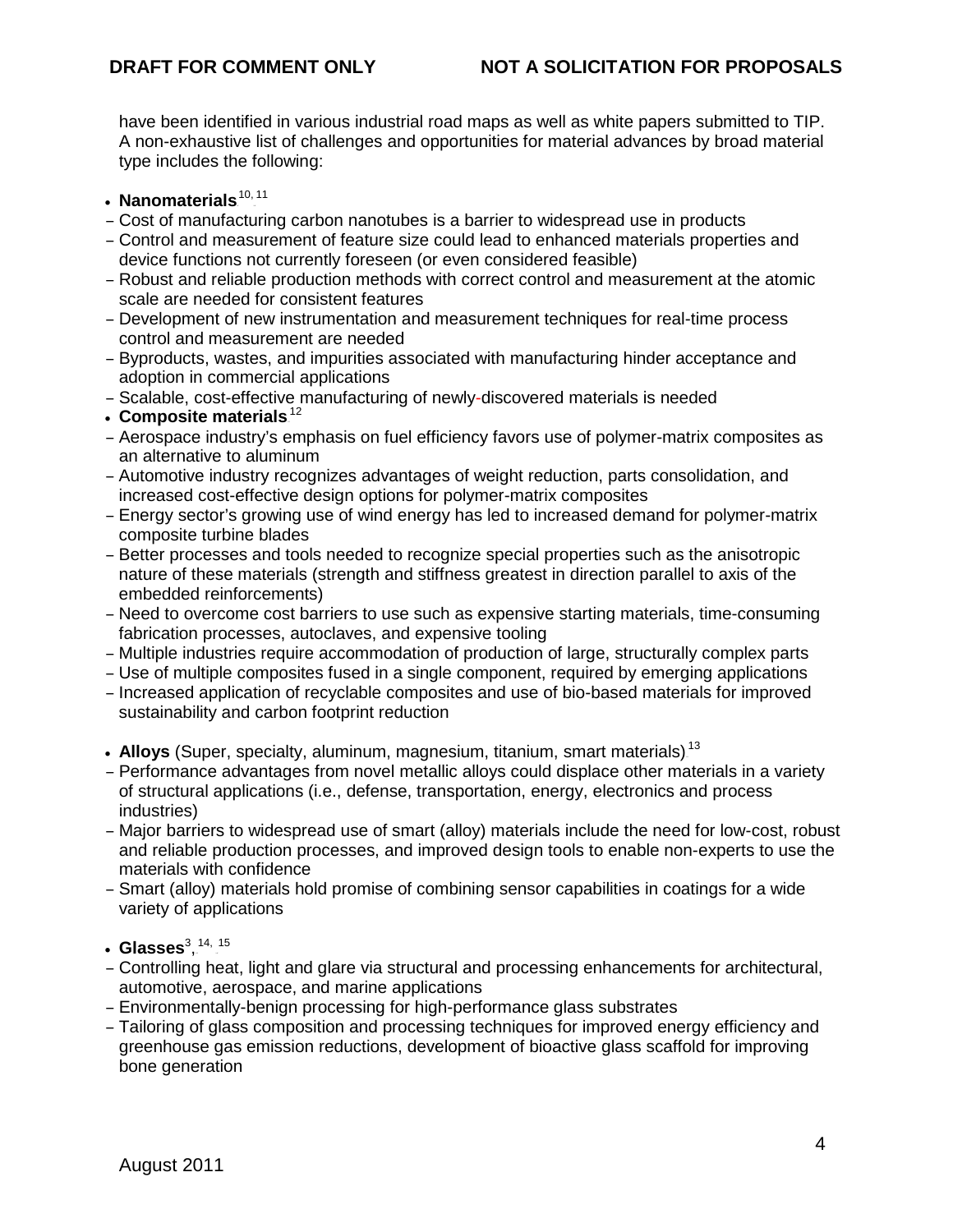have been identified in various industrial road maps as well as white papers submitted to TIP. A non-exhaustive list of challenges and opportunities for material advances by broad material type includes the following:

- **Nanomaterials**[10, 11]
  - Cost of manufacturing carbon nanotubes is a barrier to widespread use in products
  - Control and measurement of feature size could lead to enhanced materials properties and device functions not currently foreseen (or even considered feasible)
  - Robust and reliable production methods with correct control and measurement at the atomic scale are needed for consistent features
  - Development of new instrumentation and measurement techniques for real-time process control and measurement are needed
  - Byproducts, wastes, and impurities associated with manufacturing hinder acceptance and adoption in commercial applications
  - Scalable, cost-effective manufacturing of newly-discovered materials is needed
- **Composite materials**[12]
  - Aerospace industry's emphasis on fuel efficiency favors use of polymer-matrix composites as an alternative to aluminum
  - Automotive industry recognizes advantages of weight reduction, parts consolidation, and increased cost-effective design options for polymer-matrix composites
  - Energy sector's growing use of wind energy has led to increased demand for polymer-matrix composite turbine blades
  - Better processes and tools needed to recognize special properties such as the anisotropic nature of these materials (strength and stiffness greatest in direction parallel to axis of the embedded reinforcements)
  - Need to overcome cost barriers to use such as expensive starting materials, time-consuming fabrication processes, autoclaves, and expensive tooling
  - Multiple industries require accommodation of production of large, structurally complex parts
  - Use of multiple composites fused in a single component, required by emerging applications
  - Increased application of recyclable composites and use of bio-based materials for improved sustainability and carbon footprint reduction

- **Alloys** (Super, specialty, aluminum, magnesium, titanium, smart materials)[13]
  - Performance advantages from novel metallic alloys could displace other materials in a variety of structural applications (i.e., defense, transportation, energy, electronics and process industries)
  - Major barriers to widespread use of smart (alloy) materials include the need for low-cost, robust and reliable production processes, and improved design tools to enable non-experts to use the materials with confidence
  - Smart (alloy) materials hold promise of combining sensor capabilities in coatings for a wide variety of applications

- **Glasses**[3, 14, 15]
  - Controlling heat, light and glare via structural and processing enhancements for architectural, automotive, aerospace, and marine applications
  - Environmentally-benign processing for high-performance glass substrates
  - Tailoring of glass composition and processing techniques for improved energy efficiency and greenhouse gas emission reductions, development of bioactive glass scaffold for improving bone generation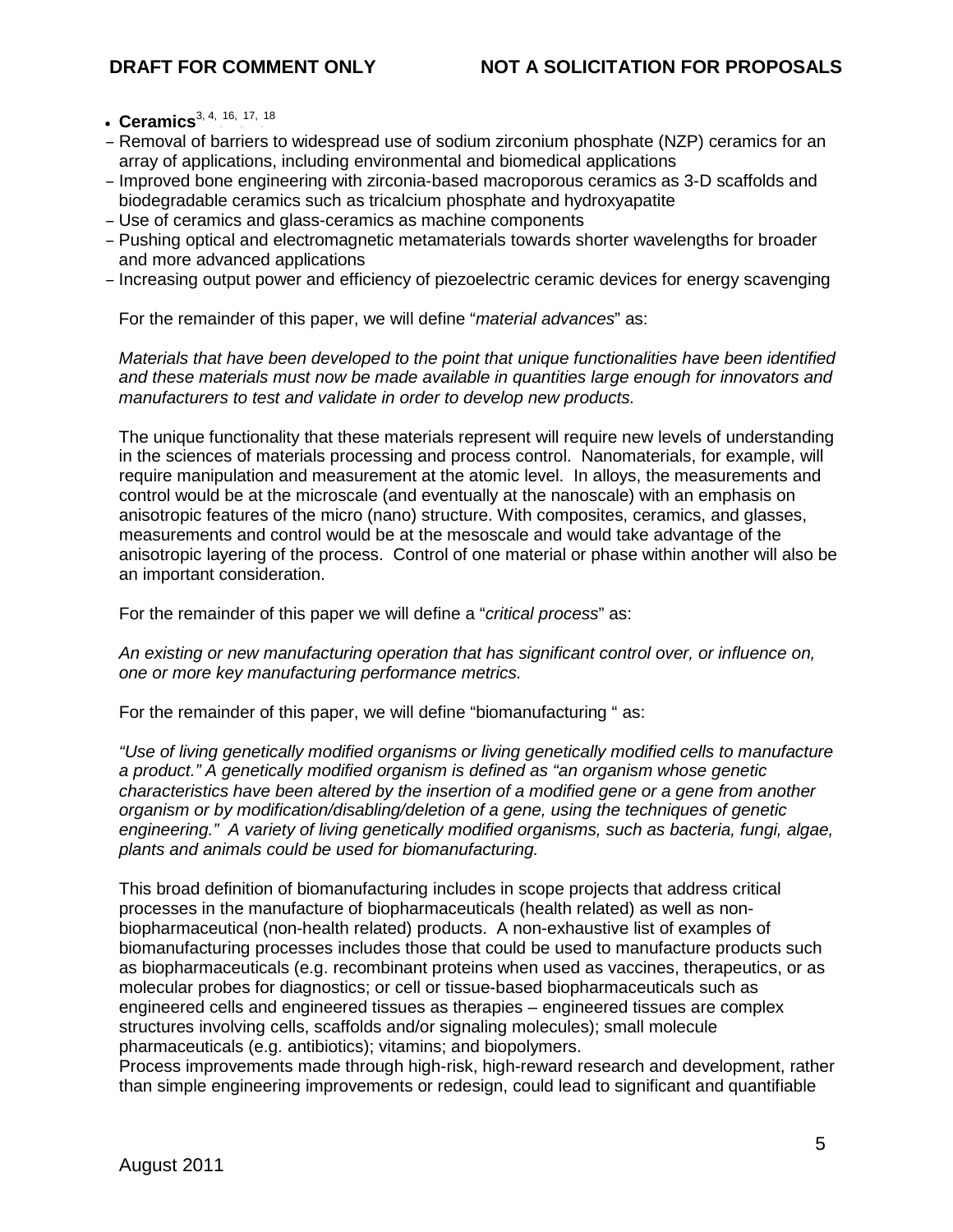- **Ceramics**[3, 4, 16, 17, 18]
  - Removal of barriers to widespread use of sodium zirconium phosphate (NZP) ceramics for an array of applications, including environmental and biomedical applications
  - Improved bone engineering with zirconia-based macroporous ceramics as 3-D scaffolds and biodegradable ceramics such as tricalcium phosphate and hydroxyapatite
  - Use of ceramics and glass-ceramics as machine components
  - Pushing optical and electromagnetic metamaterials towards shorter wavelengths for broader and more advanced applications
  - Increasing output power and efficiency of piezoelectric ceramic devices for energy scavenging

For the remainder of this paper, we will define "*material advances*" as:

*Materials that have been developed to the point that unique functionalities have been identified and these materials must now be made available in quantities large enough for innovators and manufacturers to test and validate in order to develop new products.*

The unique functionality that these materials represent will require new levels of understanding in the sciences of materials processing and process control. Nanomaterials, for example, will require manipulation and measurement at the atomic level. In alloys, the measurements and control would be at the microscale (and eventually at the nanoscale) with an emphasis on anisotropic features of the micro (nano) structure. With composites, ceramics, and glasses, measurements and control would be at the mesoscale and would take advantage of the anisotropic layering of the process. Control of one material or phase within another will also be an important consideration.

For the remainder of this paper we will define a "*critical process*" as:

*An existing or new manufacturing operation that has significant control over, or influence on, one or more key manufacturing performance metrics.*

For the remainder of this paper, we will define "biomanufacturing " as:

*"Use of living genetically modified organisms or living genetically modified cells to manufacture a product." A genetically modified organism is defined as "an organism whose genetic characteristics have been altered by the insertion of a modified gene or a gene from another organism or by modification/disabling/deletion of a gene, using the techniques of genetic engineering." A variety of living genetically modified organisms, such as bacteria, fungi, algae, plants and animals could be used for biomanufacturing.*

This broad definition of biomanufacturing includes in scope projects that address critical processes in the manufacture of biopharmaceuticals (health related) as well as non-biopharmaceutical (non-health related) products. A non-exhaustive list of examples of biomanufacturing processes includes those that could be used to manufacture products such as biopharmaceuticals (e.g. recombinant proteins when used as vaccines, therapeutics, or as molecular probes for diagnostics; or cell or tissue-based biopharmaceuticals such as engineered cells and engineered tissues as therapies – engineered tissues are complex structures involving cells, scaffolds and/or signaling molecules); small molecule pharmaceuticals (e.g. antibiotics); vitamins; and biopolymers.
Process improvements made through high-risk, high-reward research and development, rather than simple engineering improvements or redesign, could lead to significant and quantifiable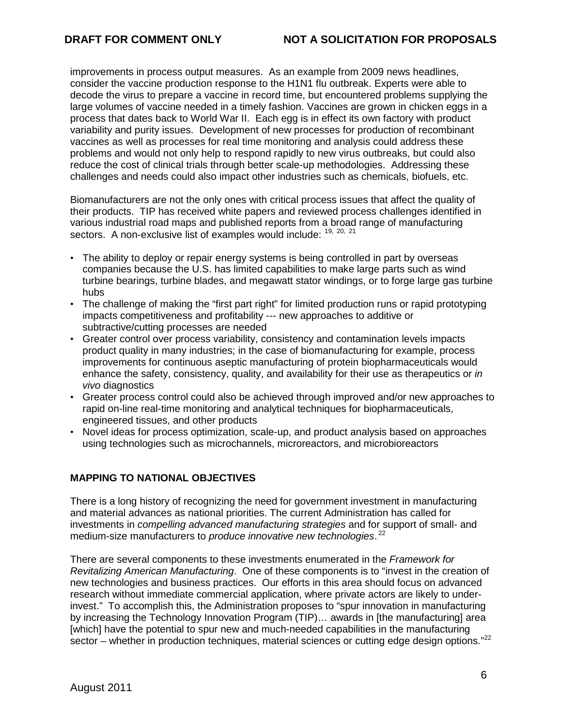improvements in process output measures. As an example from 2009 news headlines, consider the vaccine production response to the H1N1 flu outbreak. Experts were able to decode the virus to prepare a vaccine in record time, but encountered problems supplying the large volumes of vaccine needed in a timely fashion. Vaccines are grown in chicken eggs in a process that dates back to World War II. Each egg is in effect its own factory with product variability and purity issues. Development of new processes for production of recombinant vaccines as well as processes for real time monitoring and analysis could address these problems and would not only help to respond rapidly to new virus outbreaks, but could also reduce the cost of clinical trials through better scale-up methodologies. Addressing these challenges and needs could also impact other industries such as chemicals, biofuels, etc.

Biomanufacturers are not the only ones with critical process issues that affect the quality of their products. TIP has received white papers and reviewed process challenges identified in various industrial road maps and published reports from a broad range of manufacturing sectors. A non-exclusive list of examples would include:[19, 20, 21]

- The ability to deploy or repair energy systems is being controlled in part by overseas companies because the U.S. has limited capabilities to make large parts such as wind turbine bearings, turbine blades, and megawatt stator windings, or to forge large gas turbine hubs
- The challenge of making the "first part right" for limited production runs or rapid prototyping impacts competitiveness and profitability --- new approaches to additive or subtractive/cutting processes are needed
- Greater control over process variability, consistency and contamination levels impacts product quality in many industries; in the case of biomanufacturing for example, process improvements for continuous aseptic manufacturing of protein biopharmaceuticals would enhance the safety, consistency, quality, and availability for their use as therapeutics or *in vivo* diagnostics
- Greater process control could also be achieved through improved and/or new approaches to rapid on-line real-time monitoring and analytical techniques for biopharmaceuticals, engineered tissues, and other products
- Novel ideas for process optimization, scale-up, and product analysis based on approaches using technologies such as microchannels, microreactors, and microbioreactors

## MAPPING TO NATIONAL OBJECTIVES

There is a long history of recognizing the need for government investment in manufacturing and material advances as national priorities. The current Administration has called for investments in *compelling advanced manufacturing strategies* and for support of small- and medium-size manufacturers to *produce innovative new technologies*.[22]

There are several components to these investments enumerated in the *Framework for Revitalizing American Manufacturing*. One of these components is to "invest in the creation of new technologies and business practices. Our efforts in this area should focus on advanced research without immediate commercial application, where private actors are likely to under-invest." To accomplish this, the Administration proposes to "spur innovation in manufacturing by increasing the Technology Innovation Program (TIP)… awards in [the manufacturing] area [which] have the potential to spur new and much-needed capabilities in the manufacturing sector – whether in production techniques, material sciences or cutting edge design options."[22]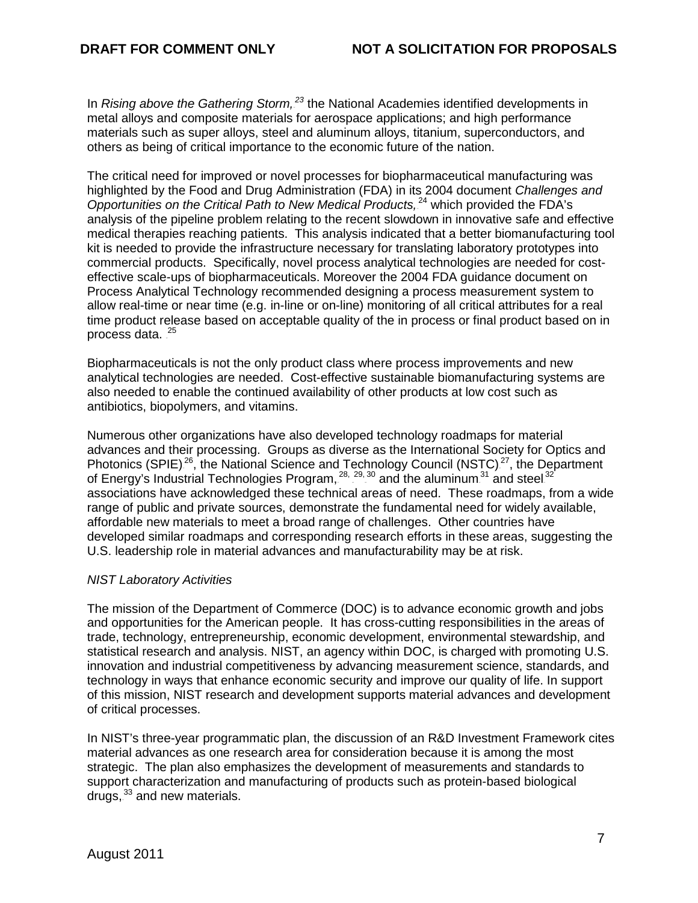In *Rising above the Gathering Storm,*[23] the National Academies identified developments in metal alloys and composite materials for aerospace applications; and high performance materials such as super alloys, steel and aluminum alloys, titanium, superconductors, and others as being of critical importance to the economic future of the nation.

The critical need for improved or novel processes for biopharmaceutical manufacturing was highlighted by the Food and Drug Administration (FDA) in its 2004 document *Challenges and Opportunities on the Critical Path to New Medical Products,*[24] which provided the FDA's analysis of the pipeline problem relating to the recent slowdown in innovative safe and effective medical therapies reaching patients. This analysis indicated that a better biomanufacturing tool kit is needed to provide the infrastructure necessary for translating laboratory prototypes into commercial products. Specifically, novel process analytical technologies are needed for cost-effective scale-ups of biopharmaceuticals. Moreover the 2004 FDA guidance document on Process Analytical Technology recommended designing a process measurement system to allow real-time or near time (e.g. in-line or on-line) monitoring of all critical attributes for a real time product release based on acceptable quality of the in process or final product based on in process data.[25]

Biopharmaceuticals is not the only product class where process improvements and new analytical technologies are needed. Cost-effective sustainable biomanufacturing systems are also needed to enable the continued availability of other products at low cost such as antibiotics, biopolymers, and vitamins.

Numerous other organizations have also developed technology roadmaps for material advances and their processing. Groups as diverse as the International Society for Optics and Photonics (SPIE)[26], the National Science and Technology Council (NSTC)[27], the Department of Energy's Industrial Technologies Program,[28, 29, 30] and the aluminum[31] and steel[32] associations have acknowledged these technical areas of need. These roadmaps, from a wide range of public and private sources, demonstrate the fundamental need for widely available, affordable new materials to meet a broad range of challenges. Other countries have developed similar roadmaps and corresponding research efforts in these areas, suggesting the U.S. leadership role in material advances and manufacturability may be at risk.

*NIST Laboratory Activities*

The mission of the Department of Commerce (DOC) is to advance economic growth and jobs and opportunities for the American people. It has cross-cutting responsibilities in the areas of trade, technology, entrepreneurship, economic development, environmental stewardship, and statistical research and analysis. NIST, an agency within DOC, is charged with promoting U.S. innovation and industrial competitiveness by advancing measurement science, standards, and technology in ways that enhance economic security and improve our quality of life. In support of this mission, NIST research and development supports material advances and development of critical processes.

In NIST's three-year programmatic plan, the discussion of an R&D Investment Framework cites material advances as one research area for consideration because it is among the most strategic. The plan also emphasizes the development of measurements and standards to support characterization and manufacturing of products such as protein-based biological drugs,[33] and new materials.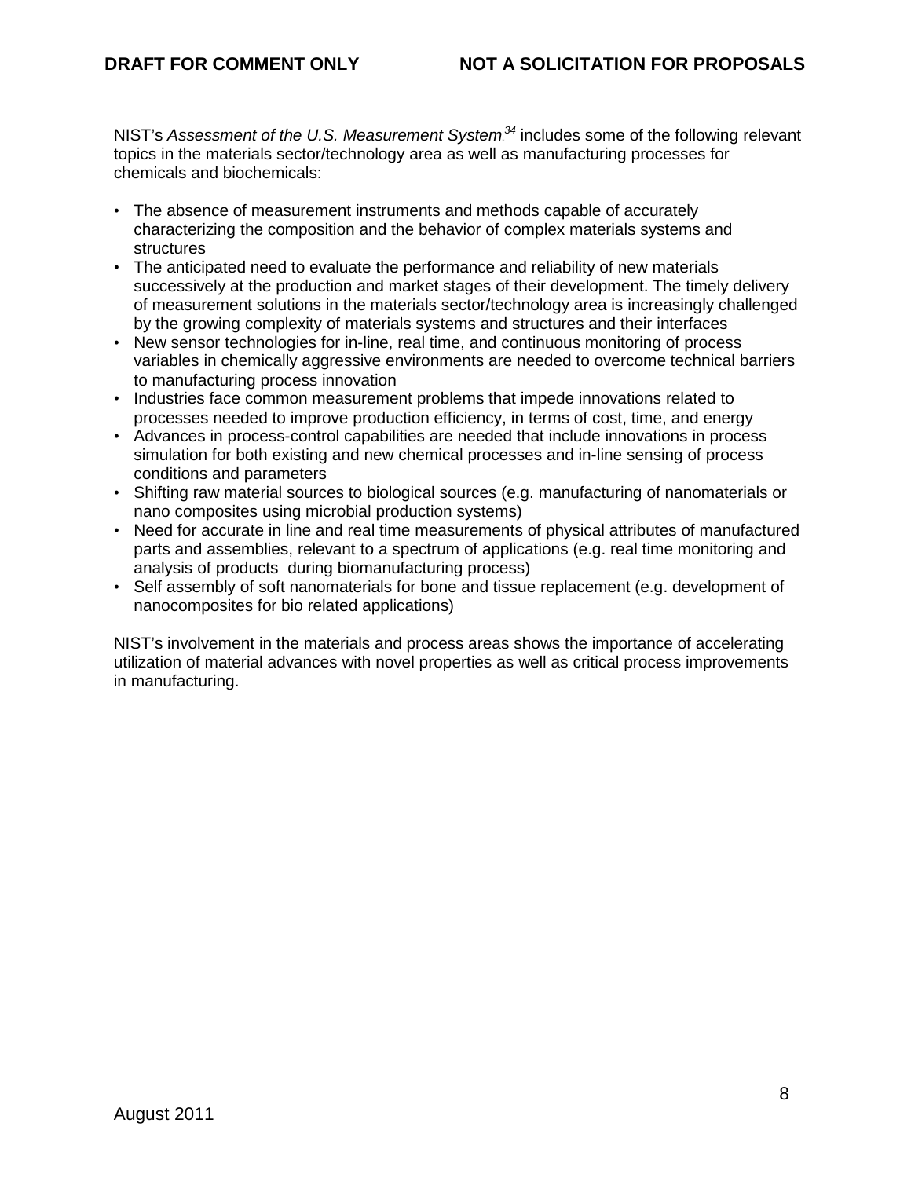NIST's *Assessment of the U.S. Measurement System*.[34] includes some of the following relevant topics in the materials sector/technology area as well as manufacturing processes for chemicals and biochemicals:

- The absence of measurement instruments and methods capable of accurately characterizing the composition and the behavior of complex materials systems and structures
- The anticipated need to evaluate the performance and reliability of new materials successively at the production and market stages of their development. The timely delivery of measurement solutions in the materials sector/technology area is increasingly challenged by the growing complexity of materials systems and structures and their interfaces
- New sensor technologies for in-line, real time, and continuous monitoring of process variables in chemically aggressive environments are needed to overcome technical barriers to manufacturing process innovation
- Industries face common measurement problems that impede innovations related to processes needed to improve production efficiency, in terms of cost, time, and energy
- Advances in process-control capabilities are needed that include innovations in process simulation for both existing and new chemical processes and in-line sensing of process conditions and parameters
- Shifting raw material sources to biological sources (e.g. manufacturing of nanomaterials or nano composites using microbial production systems)
- Need for accurate in line and real time measurements of physical attributes of manufactured parts and assemblies, relevant to a spectrum of applications (e.g. real time monitoring and analysis of products during biomanufacturing process)
- Self assembly of soft nanomaterials for bone and tissue replacement (e.g. development of nanocomposites for bio related applications)

NIST's involvement in the materials and process areas shows the importance of accelerating utilization of material advances with novel properties as well as critical process improvements in manufacturing.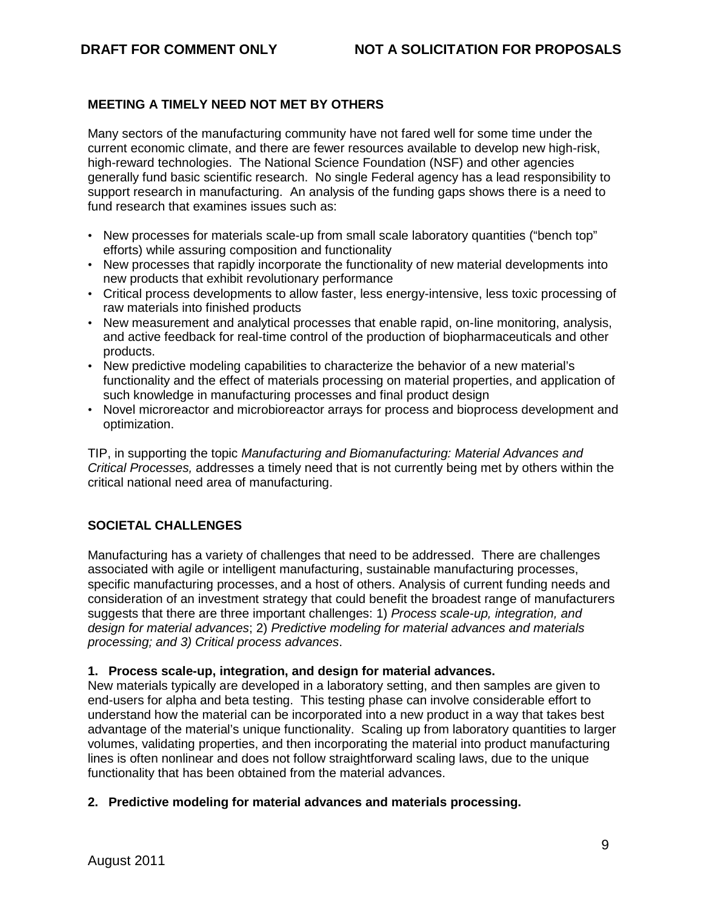## MEETING A TIMELY NEED NOT MET BY OTHERS

Many sectors of the manufacturing community have not fared well for some time under the current economic climate, and there are fewer resources available to develop new high-risk, high-reward technologies. The National Science Foundation (NSF) and other agencies generally fund basic scientific research. No single Federal agency has a lead responsibility to support research in manufacturing. An analysis of the funding gaps shows there is a need to fund research that examines issues such as:

- New processes for materials scale-up from small scale laboratory quantities ("bench top" efforts) while assuring composition and functionality
- New processes that rapidly incorporate the functionality of new material developments into new products that exhibit revolutionary performance
- Critical process developments to allow faster, less energy-intensive, less toxic processing of raw materials into finished products
- New measurement and analytical processes that enable rapid, on-line monitoring, analysis, and active feedback for real-time control of the production of biopharmaceuticals and other products.
- New predictive modeling capabilities to characterize the behavior of a new material's functionality and the effect of materials processing on material properties, and application of such knowledge in manufacturing processes and final product design
- Novel microreactor and microbioreactor arrays for process and bioprocess development and optimization.

TIP, in supporting the topic *Manufacturing and Biomanufacturing: Material Advances and Critical Processes,* addresses a timely need that is not currently being met by others within the critical national need area of manufacturing.

## SOCIETAL CHALLENGES

Manufacturing has a variety of challenges that need to be addressed. There are challenges associated with agile or intelligent manufacturing, sustainable manufacturing processes, specific manufacturing processes, and a host of others. Analysis of current funding needs and consideration of an investment strategy that could benefit the broadest range of manufacturers suggests that there are three important challenges: 1) *Process scale-up, integration, and design for material advances*; 2) *Predictive modeling for material advances and materials processing; and 3) Critical process advances*.

### 1. Process scale-up, integration, and design for material advances.

New materials typically are developed in a laboratory setting, and then samples are given to end-users for alpha and beta testing. This testing phase can involve considerable effort to understand how the material can be incorporated into a new product in a way that takes best advantage of the material's unique functionality. Scaling up from laboratory quantities to larger volumes, validating properties, and then incorporating the material into product manufacturing lines is often nonlinear and does not follow straightforward scaling laws, due to the unique functionality that has been obtained from the material advances.

### 2. Predictive modeling for material advances and materials processing.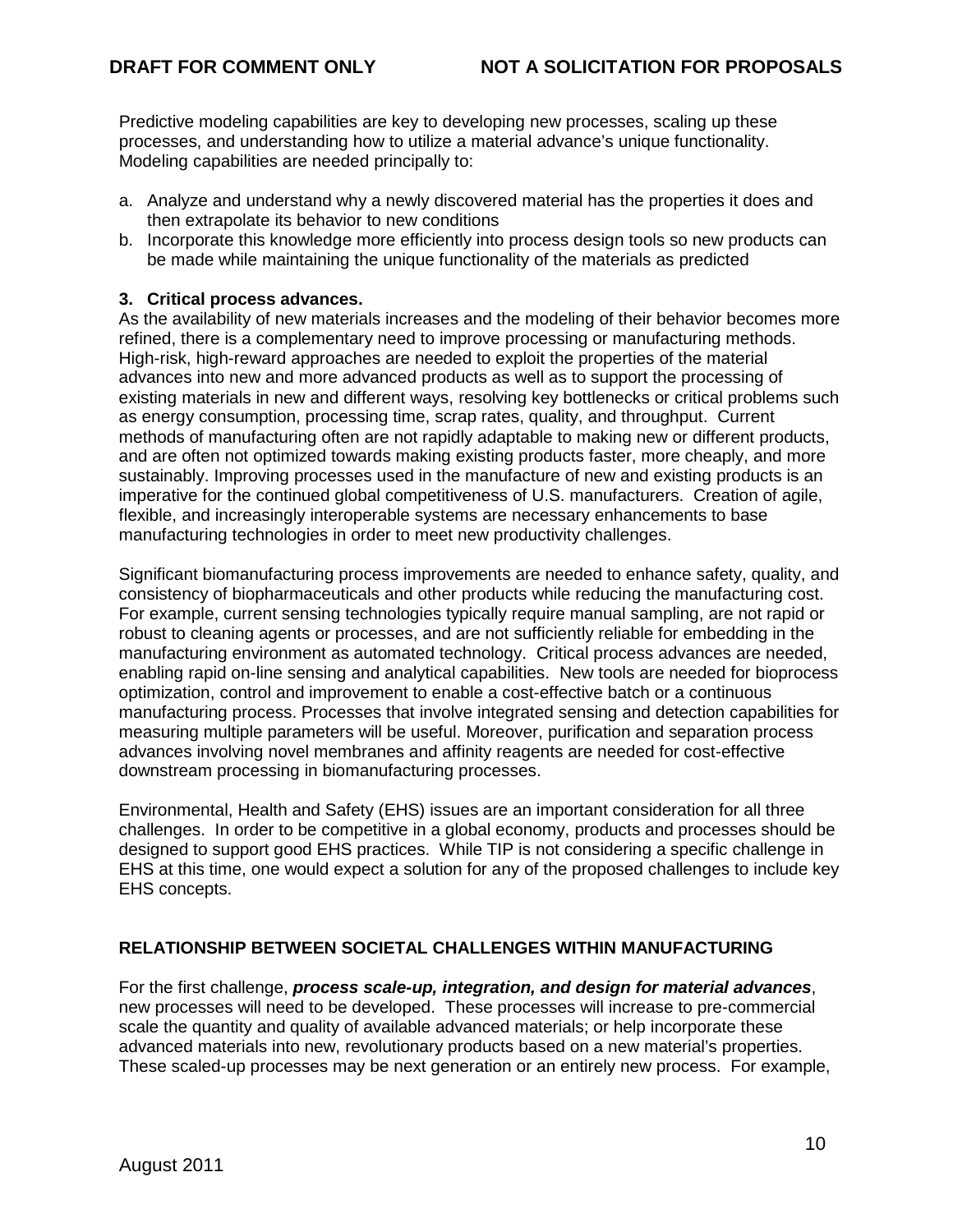Predictive modeling capabilities are key to developing new processes, scaling up these processes, and understanding how to utilize a material advance's unique functionality. Modeling capabilities are needed principally to:

a. Analyze and understand why a newly discovered material has the properties it does and then extrapolate its behavior to new conditions
b. Incorporate this knowledge more efficiently into process design tools so new products can be made while maintaining the unique functionality of the materials as predicted

**3. Critical process advances.**

As the availability of new materials increases and the modeling of their behavior becomes more refined, there is a complementary need to improve processing or manufacturing methods. High-risk, high-reward approaches are needed to exploit the properties of the material advances into new and more advanced products as well as to support the processing of existing materials in new and different ways, resolving key bottlenecks or critical problems such as energy consumption, processing time, scrap rates, quality, and throughput. Current methods of manufacturing often are not rapidly adaptable to making new or different products, and are often not optimized towards making existing products faster, more cheaply, and more sustainably. Improving processes used in the manufacture of new and existing products is an imperative for the continued global competitiveness of U.S. manufacturers. Creation of agile, flexible, and increasingly interoperable systems are necessary enhancements to base manufacturing technologies in order to meet new productivity challenges.

Significant biomanufacturing process improvements are needed to enhance safety, quality, and consistency of biopharmaceuticals and other products while reducing the manufacturing cost. For example, current sensing technologies typically require manual sampling, are not rapid or robust to cleaning agents or processes, and are not sufficiently reliable for embedding in the manufacturing environment as automated technology. Critical process advances are needed, enabling rapid on-line sensing and analytical capabilities. New tools are needed for bioprocess optimization, control and improvement to enable a cost-effective batch or a continuous manufacturing process. Processes that involve integrated sensing and detection capabilities for measuring multiple parameters will be useful. Moreover, purification and separation process advances involving novel membranes and affinity reagents are needed for cost-effective downstream processing in biomanufacturing processes.

Environmental, Health and Safety (EHS) issues are an important consideration for all three challenges. In order to be competitive in a global economy, products and processes should be designed to support good EHS practices. While TIP is not considering a specific challenge in EHS at this time, one would expect a solution for any of the proposed challenges to include key EHS concepts.

## RELATIONSHIP BETWEEN SOCIETAL CHALLENGES WITHIN MANUFACTURING

For the first challenge, ***process scale-up, integration, and design for material advances***, new processes will need to be developed. These processes will increase to pre-commercial scale the quantity and quality of available advanced materials; or help incorporate these advanced materials into new, revolutionary products based on a new material's properties. These scaled-up processes may be next generation or an entirely new process. For example,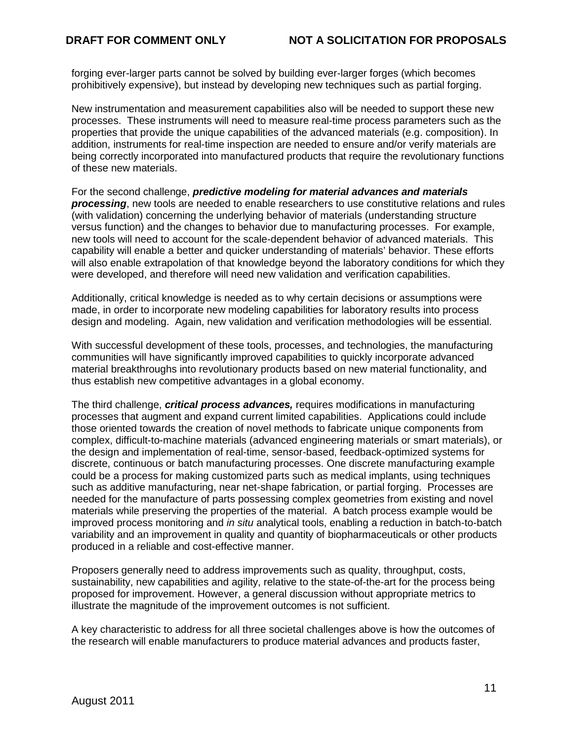forging ever-larger parts cannot be solved by building ever-larger forges (which becomes prohibitively expensive), but instead by developing new techniques such as partial forging.

New instrumentation and measurement capabilities also will be needed to support these new processes. These instruments will need to measure real-time process parameters such as the properties that provide the unique capabilities of the advanced materials (e.g. composition). In addition, instruments for real-time inspection are needed to ensure and/or verify materials are being correctly incorporated into manufactured products that require the revolutionary functions of these new materials.

For the second challenge, ***predictive modeling for material advances and materials processing***, new tools are needed to enable researchers to use constitutive relations and rules (with validation) concerning the underlying behavior of materials (understanding structure versus function) and the changes to behavior due to manufacturing processes. For example, new tools will need to account for the scale-dependent behavior of advanced materials. This capability will enable a better and quicker understanding of materials' behavior. These efforts will also enable extrapolation of that knowledge beyond the laboratory conditions for which they were developed, and therefore will need new validation and verification capabilities.

Additionally, critical knowledge is needed as to why certain decisions or assumptions were made, in order to incorporate new modeling capabilities for laboratory results into process design and modeling. Again, new validation and verification methodologies will be essential.

With successful development of these tools, processes, and technologies, the manufacturing communities will have significantly improved capabilities to quickly incorporate advanced material breakthroughs into revolutionary products based on new material functionality, and thus establish new competitive advantages in a global economy.

The third challenge, ***critical process advances,*** requires modifications in manufacturing processes that augment and expand current limited capabilities. Applications could include those oriented towards the creation of novel methods to fabricate unique components from complex, difficult-to-machine materials (advanced engineering materials or smart materials), or the design and implementation of real-time, sensor-based, feedback-optimized systems for discrete, continuous or batch manufacturing processes. One discrete manufacturing example could be a process for making customized parts such as medical implants, using techniques such as additive manufacturing, near net-shape fabrication, or partial forging. Processes are needed for the manufacture of parts possessing complex geometries from existing and novel materials while preserving the properties of the material. A batch process example would be improved process monitoring and *in situ* analytical tools, enabling a reduction in batch-to-batch variability and an improvement in quality and quantity of biopharmaceuticals or other products produced in a reliable and cost-effective manner.

Proposers generally need to address improvements such as quality, throughput, costs, sustainability, new capabilities and agility, relative to the state-of-the-art for the process being proposed for improvement. However, a general discussion without appropriate metrics to illustrate the magnitude of the improvement outcomes is not sufficient.

A key characteristic to address for all three societal challenges above is how the outcomes of the research will enable manufacturers to produce material advances and products faster,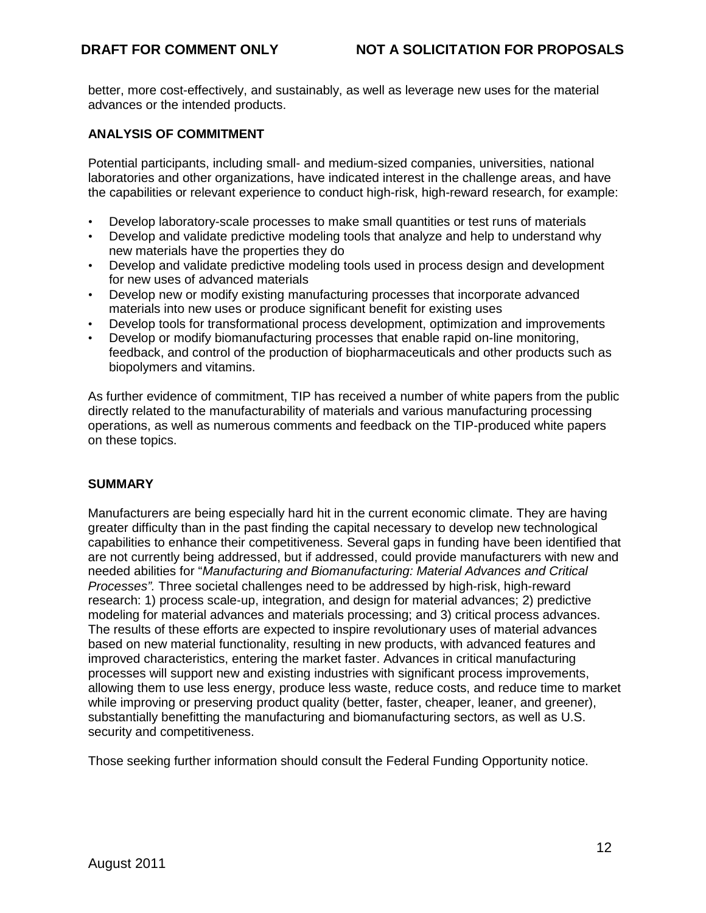better, more cost-effectively, and sustainably, as well as leverage new uses for the material advances or the intended products.

**ANALYSIS OF COMMITMENT**

Potential participants, including small- and medium-sized companies, universities, national laboratories and other organizations, have indicated interest in the challenge areas, and have the capabilities or relevant experience to conduct high-risk, high-reward research, for example:

- Develop laboratory-scale processes to make small quantities or test runs of materials
- Develop and validate predictive modeling tools that analyze and help to understand why new materials have the properties they do
- Develop and validate predictive modeling tools used in process design and development for new uses of advanced materials
- Develop new or modify existing manufacturing processes that incorporate advanced materials into new uses or produce significant benefit for existing uses
- Develop tools for transformational process development, optimization and improvements
- Develop or modify biomanufacturing processes that enable rapid on-line monitoring, feedback, and control of the production of biopharmaceuticals and other products such as biopolymers and vitamins.

As further evidence of commitment, TIP has received a number of white papers from the public directly related to the manufacturability of materials and various manufacturing processing operations, as well as numerous comments and feedback on the TIP-produced white papers on these topics.

**SUMMARY**

Manufacturers are being especially hard hit in the current economic climate. They are having greater difficulty than in the past finding the capital necessary to develop new technological capabilities to enhance their competitiveness. Several gaps in funding have been identified that are not currently being addressed, but if addressed, could provide manufacturers with new and needed abilities for "*Manufacturing and Biomanufacturing: Material Advances and Critical Processes".* Three societal challenges need to be addressed by high-risk, high-reward research: 1) process scale-up, integration, and design for material advances; 2) predictive modeling for material advances and materials processing; and 3) critical process advances. The results of these efforts are expected to inspire revolutionary uses of material advances based on new material functionality, resulting in new products, with advanced features and improved characteristics, entering the market faster. Advances in critical manufacturing processes will support new and existing industries with significant process improvements, allowing them to use less energy, produce less waste, reduce costs, and reduce time to market while improving or preserving product quality (better, faster, cheaper, leaner, and greener), substantially benefitting the manufacturing and biomanufacturing sectors, as well as U.S. security and competitiveness.

Those seeking further information should consult the Federal Funding Opportunity notice.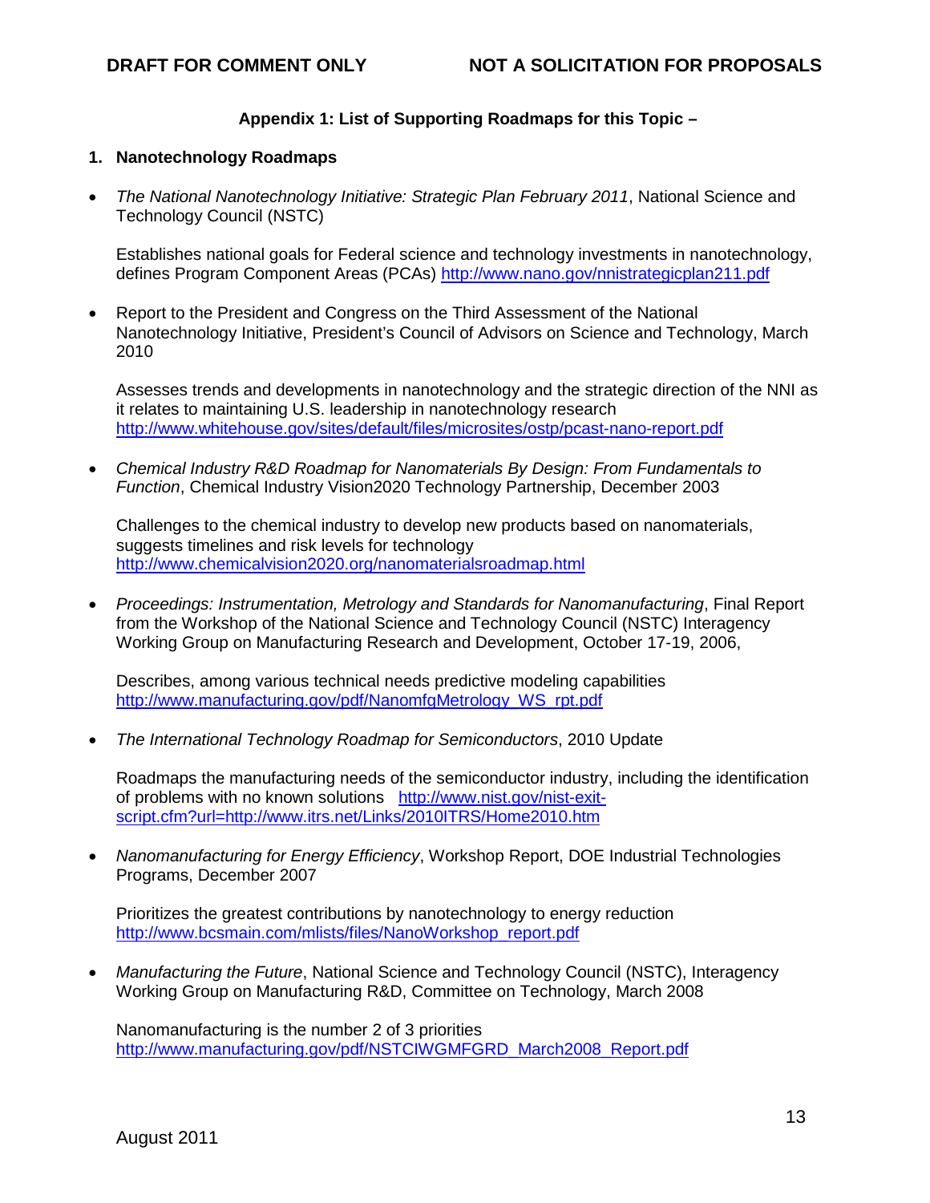### Appendix 1: List of Supporting Roadmaps for this Topic –

1. **Nanotechnology Roadmaps**

- *The National Nanotechnology Initiative: Strategic Plan February 2011*, National Science and Technology Council (NSTC)

  Establishes national goals for Federal science and technology investments in nanotechnology, defines Program Component Areas (PCAs) http://www.nano.gov/nnistrategicplan211.pdf

- Report to the President and Congress on the Third Assessment of the National Nanotechnology Initiative, President's Council of Advisors on Science and Technology, March 2010

  Assesses trends and developments in nanotechnology and the strategic direction of the NNI as it relates to maintaining U.S. leadership in nanotechnology research http://www.whitehouse.gov/sites/default/files/microsites/ostp/pcast-nano-report.pdf

- *Chemical Industry R&D Roadmap for Nanomaterials By Design: From Fundamentals to Function*, Chemical Industry Vision2020 Technology Partnership, December 2003

  Challenges to the chemical industry to develop new products based on nanomaterials, suggests timelines and risk levels for technology http://www.chemicalvision2020.org/nanomaterialsroadmap.html

- *Proceedings: Instrumentation, Metrology and Standards for Nanomanufacturing*, Final Report from the Workshop of the National Science and Technology Council (NSTC) Interagency Working Group on Manufacturing Research and Development, October 17-19, 2006,

  Describes, among various technical needs predictive modeling capabilities http://www.manufacturing.gov/pdf/NanomfgMetrology_WS_rpt.pdf

- *The International Technology Roadmap for Semiconductors*, 2010 Update

  Roadmaps the manufacturing needs of the semiconductor industry, including the identification of problems with no known solutions http://www.nist.gov/nist-exit-script.cfm?url=http://www.itrs.net/Links/2010ITRS/Home2010.htm

- *Nanomanufacturing for Energy Efficiency*, Workshop Report, DOE Industrial Technologies Programs, December 2007

  Prioritizes the greatest contributions by nanotechnology to energy reduction http://www.bcsmain.com/mlists/files/NanoWorkshop_report.pdf

- *Manufacturing the Future*, National Science and Technology Council (NSTC), Interagency Working Group on Manufacturing R&D, Committee on Technology, March 2008

  Nanomanufacturing is the number 2 of 3 priorities http://www.manufacturing.gov/pdf/NSTCIWGMFGRD_March2008_Report.pdf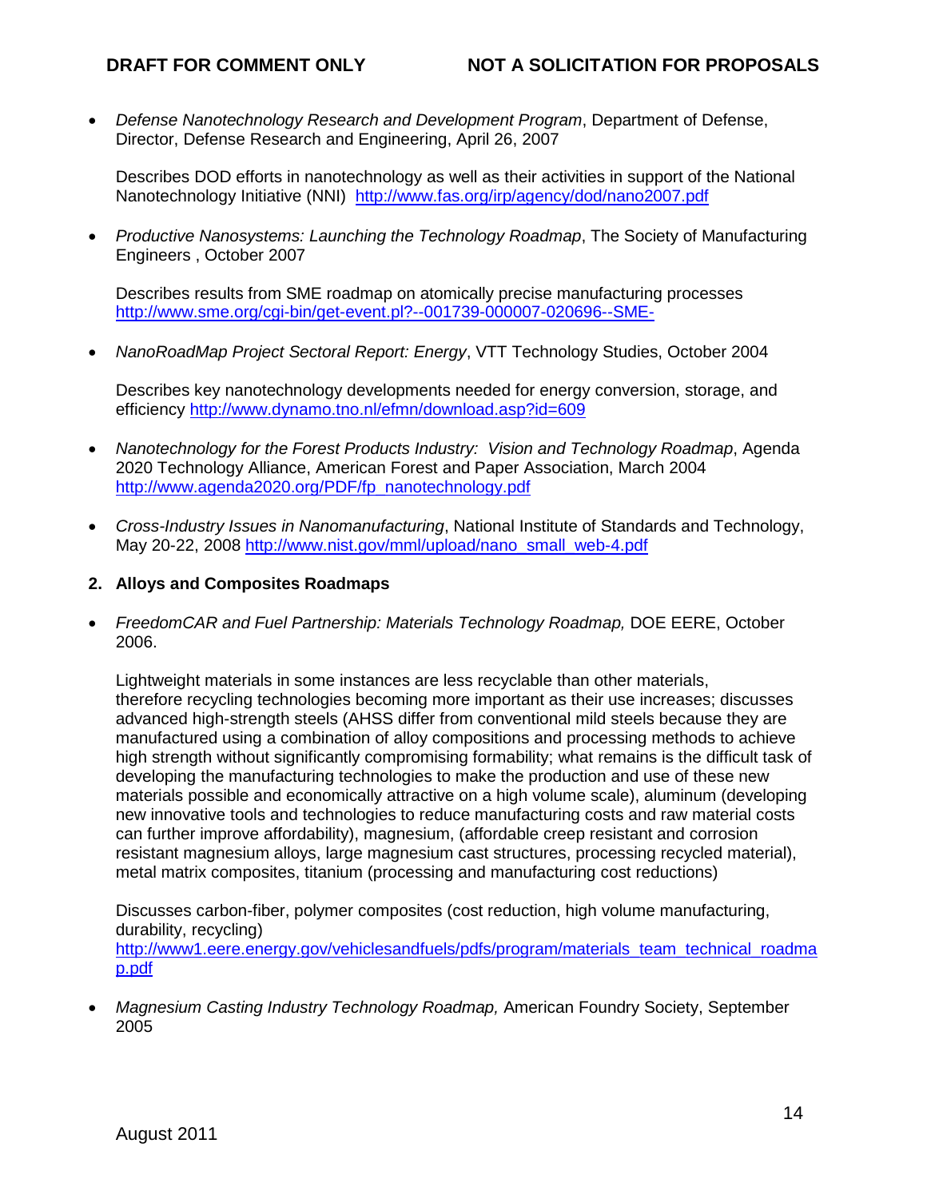- *Defense Nanotechnology Research and Development Program*, Department of Defense, Director, Defense Research and Engineering, April 26, 2007

  Describes DOD efforts in nanotechnology as well as their activities in support of the National Nanotechnology Initiative (NNI) http://www.fas.org/irp/agency/dod/nano2007.pdf

- *Productive Nanosystems: Launching the Technology Roadmap*, The Society of Manufacturing Engineers , October 2007

  Describes results from SME roadmap on atomically precise manufacturing processes http://www.sme.org/cgi-bin/get-event.pl?--001739-000007-020696--SME-

- *NanoRoadMap Project Sectoral Report: Energy*, VTT Technology Studies, October 2004

  Describes key nanotechnology developments needed for energy conversion, storage, and efficiency http://www.dynamo.tno.nl/efmn/download.asp?id=609

- *Nanotechnology for the Forest Products Industry: Vision and Technology Roadmap*, Agenda 2020 Technology Alliance, American Forest and Paper Association, March 2004 http://www.agenda2020.org/PDF/fp_nanotechnology.pdf

- *Cross-Industry Issues in Nanomanufacturing*, National Institute of Standards and Technology, May 20-22, 2008 http://www.nist.gov/mml/upload/nano_small_web-4.pdf

## 2. Alloys and Composites Roadmaps

- *FreedomCAR and Fuel Partnership: Materials Technology Roadmap,* DOE EERE, October 2006.

  Lightweight materials in some instances are less recyclable than other materials, therefore recycling technologies becoming more important as their use increases; discusses advanced high-strength steels (AHSS differ from conventional mild steels because they are manufactured using a combination of alloy compositions and processing methods to achieve high strength without significantly compromising formability; what remains is the difficult task of developing the manufacturing technologies to make the production and use of these new materials possible and economically attractive on a high volume scale), aluminum (developing new innovative tools and technologies to reduce manufacturing costs and raw material costs can further improve affordability), magnesium, (affordable creep resistant and corrosion resistant magnesium alloys, large magnesium cast structures, processing recycled material), metal matrix composites, titanium (processing and manufacturing cost reductions)

  Discusses carbon-fiber, polymer composites (cost reduction, high volume manufacturing, durability, recycling) http://www1.eere.energy.gov/vehiclesandfuels/pdfs/program/materials_team_technical_roadmap.pdf

- *Magnesium Casting Industry Technology Roadmap,* American Foundry Society, September 2005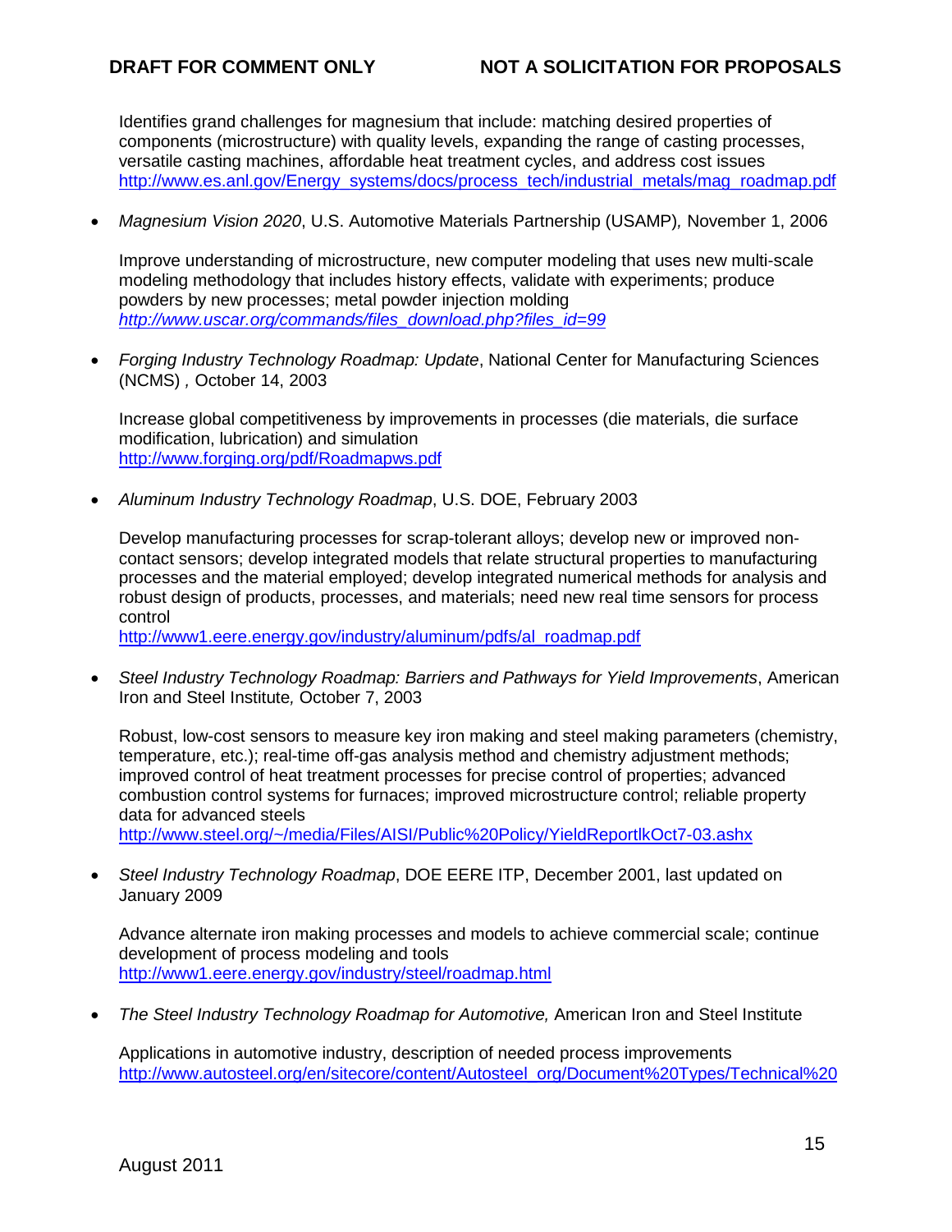Identifies grand challenges for magnesium that include: matching desired properties of components (microstructure) with quality levels, expanding the range of casting processes, versatile casting machines, affordable heat treatment cycles, and address cost issues
http://www.es.anl.gov/Energy_systems/docs/process_tech/industrial_metals/mag_roadmap.pdf

- *Magnesium Vision 2020*, U.S. Automotive Materials Partnership (USAMP)*,* November 1, 2006

  Improve understanding of microstructure, new computer modeling that uses new multi-scale modeling methodology that includes history effects, validate with experiments; produce powders by new processes; metal powder injection molding
  *http://www.uscar.org/commands/files_download.php?files_id=99*

- *Forging Industry Technology Roadmap: Update*, National Center for Manufacturing Sciences (NCMS) *,* October 14, 2003

  Increase global competitiveness by improvements in processes (die materials, die surface modification, lubrication) and simulation
  http://www.forging.org/pdf/Roadmapws.pdf

- *Aluminum Industry Technology Roadmap*, U.S. DOE, February 2003

  Develop manufacturing processes for scrap-tolerant alloys; develop new or improved non-contact sensors; develop integrated models that relate structural properties to manufacturing processes and the material employed; develop integrated numerical methods for analysis and robust design of products, processes, and materials; need new real time sensors for process control
  http://www1.eere.energy.gov/industry/aluminum/pdfs/al_roadmap.pdf

- *Steel Industry Technology Roadmap: Barriers and Pathways for Yield Improvements*, American Iron and Steel Institute*,* October 7, 2003

  Robust, low-cost sensors to measure key iron making and steel making parameters (chemistry, temperature, etc.); real-time off-gas analysis method and chemistry adjustment methods; improved control of heat treatment processes for precise control of properties; advanced combustion control systems for furnaces; improved microstructure control; reliable property data for advanced steels
  http://www.steel.org/~/media/Files/AISI/Public%20Policy/YieldReportlkOct7-03.ashx

- *Steel Industry Technology Roadmap*, DOE EERE ITP, December 2001, last updated on January 2009

  Advance alternate iron making processes and models to achieve commercial scale; continue development of process modeling and tools
  http://www1.eere.energy.gov/industry/steel/roadmap.html

- *The Steel Industry Technology Roadmap for Automotive,* American Iron and Steel Institute

  Applications in automotive industry, description of needed process improvements
  http://www.autosteel.org/en/sitecore/content/Autosteel_org/Document%20Types/Technical%20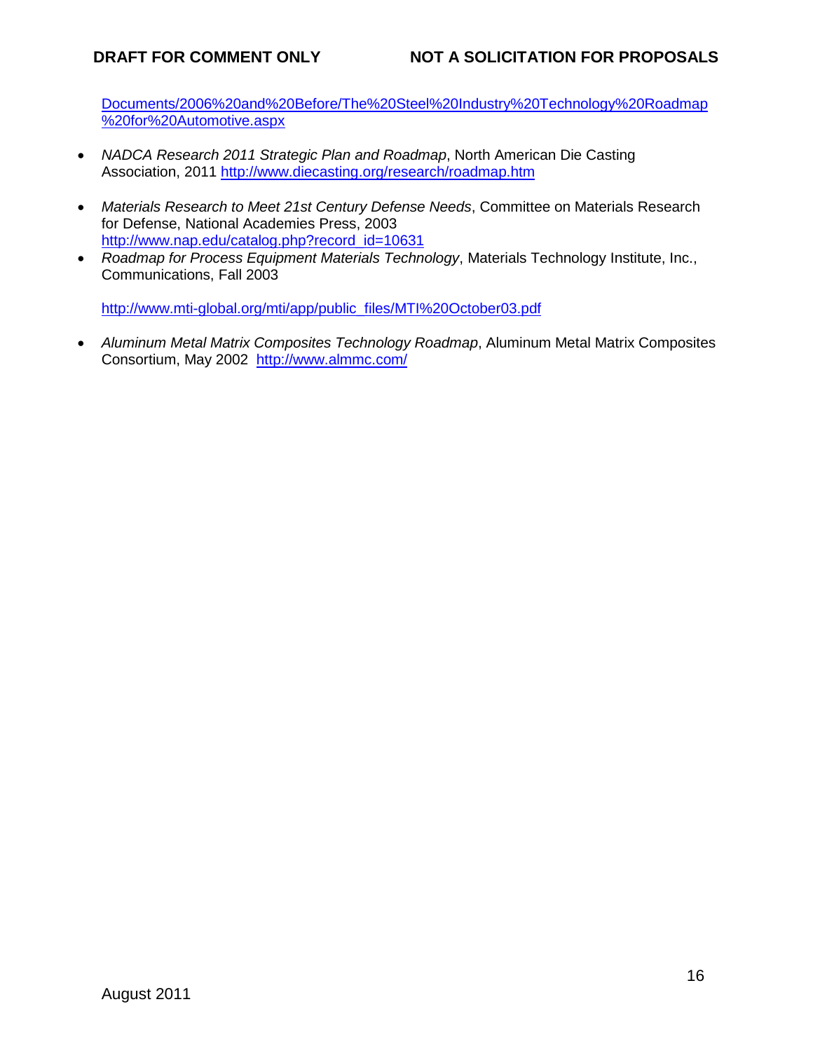Documents/2006%20and%20Before/The%20Steel%20Industry%20Technology%20Roadmap%20for%20Automotive.aspx

- *NADCA Research 2011 Strategic Plan and Roadmap*, North American Die Casting Association, 2011 http://www.diecasting.org/research/roadmap.htm
- *Materials Research to Meet 21st Century Defense Needs*, Committee on Materials Research for Defense, National Academies Press, 2003 http://www.nap.edu/catalog.php?record_id=10631
- *Roadmap for Process Equipment Materials Technology*, Materials Technology Institute, Inc., Communications, Fall 2003

  http://www.mti-global.org/mti/app/public_files/MTI%20October03.pdf

- *Aluminum Metal Matrix Composites Technology Roadmap*, Aluminum Metal Matrix Composites Consortium, May 2002 http://www.almmc.com/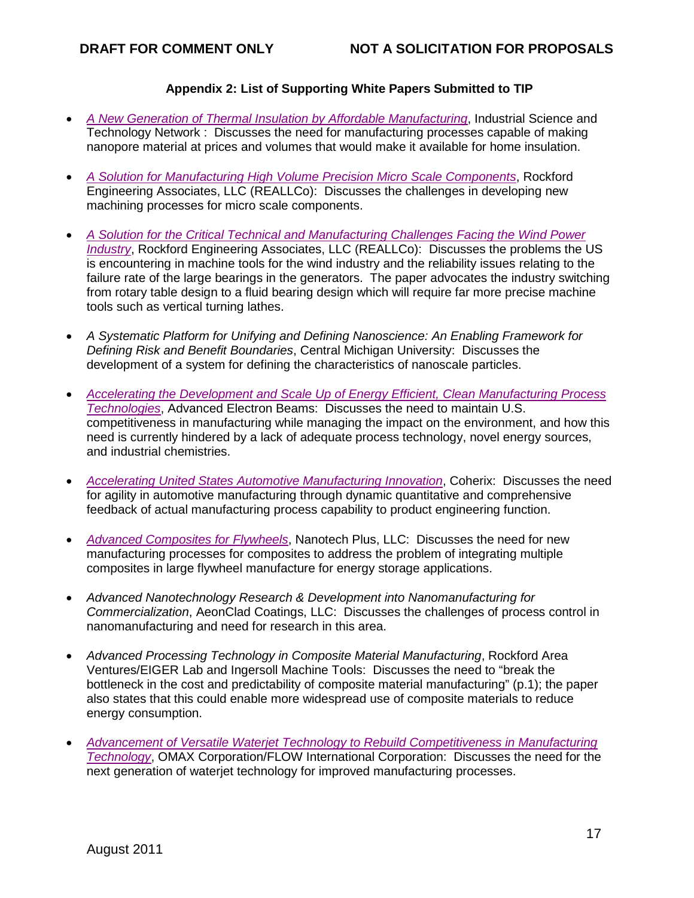### Appendix 2: List of Supporting White Papers Submitted to TIP

- *A New Generation of Thermal Insulation by Affordable Manufacturing*, Industrial Science and Technology Network : Discusses the need for manufacturing processes capable of making nanopore material at prices and volumes that would make it available for home insulation.

- *A Solution for Manufacturing High Volume Precision Micro Scale Components*, Rockford Engineering Associates, LLC (REALLCo): Discusses the challenges in developing new machining processes for micro scale components.

- *A Solution for the Critical Technical and Manufacturing Challenges Facing the Wind Power Industry*, Rockford Engineering Associates, LLC (REALLCo): Discusses the problems the US is encountering in machine tools for the wind industry and the reliability issues relating to the failure rate of the large bearings in the generators. The paper advocates the industry switching from rotary table design to a fluid bearing design which will require far more precise machine tools such as vertical turning lathes.

- *A Systematic Platform for Unifying and Defining Nanoscience: An Enabling Framework for Defining Risk and Benefit Boundaries*, Central Michigan University: Discusses the development of a system for defining the characteristics of nanoscale particles.

- *Accelerating the Development and Scale Up of Energy Efficient, Clean Manufacturing Process Technologies*, Advanced Electron Beams: Discusses the need to maintain U.S. competitiveness in manufacturing while managing the impact on the environment, and how this need is currently hindered by a lack of adequate process technology, novel energy sources, and industrial chemistries.

- *Accelerating United States Automotive Manufacturing Innovation*, Coherix: Discusses the need for agility in automotive manufacturing through dynamic quantitative and comprehensive feedback of actual manufacturing process capability to product engineering function.

- *Advanced Composites for Flywheels*, Nanotech Plus, LLC: Discusses the need for new manufacturing processes for composites to address the problem of integrating multiple composites in large flywheel manufacture for energy storage applications.

- *Advanced Nanotechnology Research & Development into Nanomanufacturing for Commercialization*, AeonClad Coatings, LLC: Discusses the challenges of process control in nanomanufacturing and need for research in this area.

- *Advanced Processing Technology in Composite Material Manufacturing*, Rockford Area Ventures/EIGER Lab and Ingersoll Machine Tools: Discusses the need to "break the bottleneck in the cost and predictability of composite material manufacturing" (p.1); the paper also states that this could enable more widespread use of composite materials to reduce energy consumption.

- *Advancement of Versatile Waterjet Technology to Rebuild Competitiveness in Manufacturing Technology*, OMAX Corporation/FLOW International Corporation: Discusses the need for the next generation of waterjet technology for improved manufacturing processes.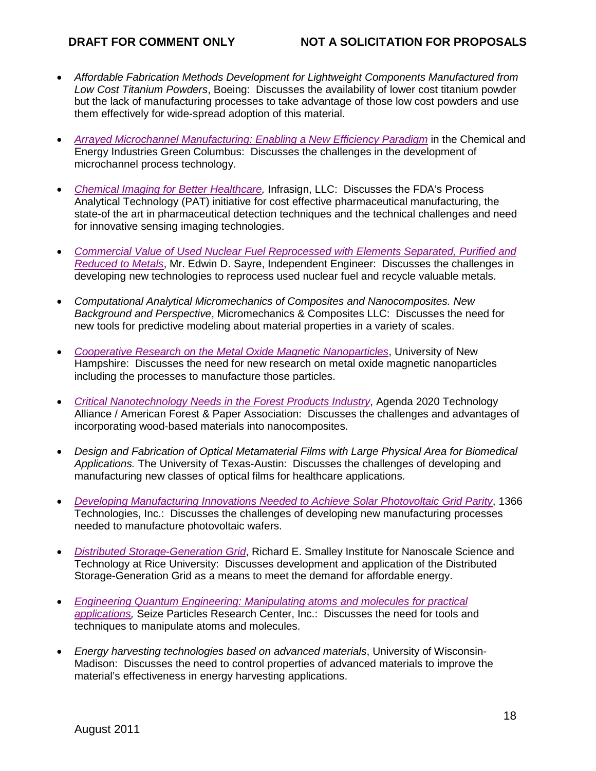- *Affordable Fabrication Methods Development for Lightweight Components Manufactured from Low Cost Titanium Powders*, Boeing: Discusses the availability of lower cost titanium powder but the lack of manufacturing processes to take advantage of those low cost powders and use them effectively for wide-spread adoption of this material.

- *Arrayed Microchannel Manufacturing: Enabling a New Efficiency Paradigm* in the Chemical and Energy Industries Green Columbus: Discusses the challenges in the development of microchannel process technology.

- *Chemical Imaging for Better Healthcare,* Infrasign, LLC: Discusses the FDA's Process Analytical Technology (PAT) initiative for cost effective pharmaceutical manufacturing, the state-of the art in pharmaceutical detection techniques and the technical challenges and need for innovative sensing imaging technologies.

- *Commercial Value of Used Nuclear Fuel Reprocessed with Elements Separated, Purified and Reduced to Metals*, Mr. Edwin D. Sayre, Independent Engineer: Discusses the challenges in developing new technologies to reprocess used nuclear fuel and recycle valuable metals.

- *Computational Analytical Micromechanics of Composites and Nanocomposites. New Background and Perspective*, Micromechanics & Composites LLC: Discusses the need for new tools for predictive modeling about material properties in a variety of scales.

- *Cooperative Research on the Metal Oxide Magnetic Nanoparticles*, University of New Hampshire: Discusses the need for new research on metal oxide magnetic nanoparticles including the processes to manufacture those particles.

- *Critical Nanotechnology Needs in the Forest Products Industry*, Agenda 2020 Technology Alliance / American Forest & Paper Association: Discusses the challenges and advantages of incorporating wood-based materials into nanocomposites.

- *Design and Fabrication of Optical Metamaterial Films with Large Physical Area for Biomedical Applications.* The University of Texas-Austin: Discusses the challenges of developing and manufacturing new classes of optical films for healthcare applications.

- *Developing Manufacturing Innovations Needed to Achieve Solar Photovoltaic Grid Parity*, 1366 Technologies, Inc.: Discusses the challenges of developing new manufacturing processes needed to manufacture photovoltaic wafers.

- *Distributed Storage-Generation Grid*, Richard E. Smalley Institute for Nanoscale Science and Technology at Rice University: Discusses development and application of the Distributed Storage-Generation Grid as a means to meet the demand for affordable energy.

- *Engineering Quantum Engineering: Manipulating atoms and molecules for practical applications,* Seize Particles Research Center, Inc.: Discusses the need for tools and techniques to manipulate atoms and molecules.

- *Energy harvesting technologies based on advanced materials*, University of Wisconsin-Madison: Discusses the need to control properties of advanced materials to improve the material's effectiveness in energy harvesting applications.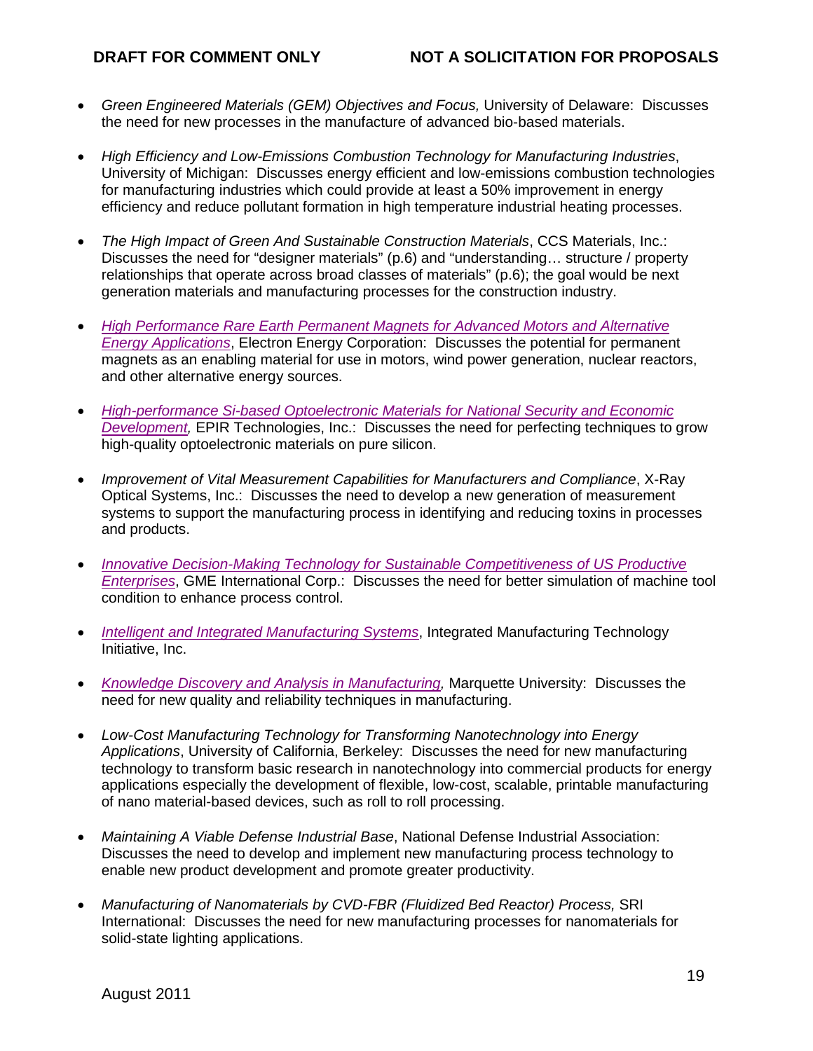- *Green Engineered Materials (GEM) Objectives and Focus,* University of Delaware: Discusses the need for new processes in the manufacture of advanced bio-based materials.

- *High Efficiency and Low-Emissions Combustion Technology for Manufacturing Industries*, University of Michigan: Discusses energy efficient and low-emissions combustion technologies for manufacturing industries which could provide at least a 50% improvement in energy efficiency and reduce pollutant formation in high temperature industrial heating processes.

- *The High Impact of Green And Sustainable Construction Materials*, CCS Materials, Inc.: Discusses the need for "designer materials" (p.6) and "understanding… structure / property relationships that operate across broad classes of materials" (p.6); the goal would be next generation materials and manufacturing processes for the construction industry.

- *High Performance Rare Earth Permanent Magnets for Advanced Motors and Alternative Energy Applications*, Electron Energy Corporation: Discusses the potential for permanent magnets as an enabling material for use in motors, wind power generation, nuclear reactors, and other alternative energy sources.

- *High-performance Si-based Optoelectronic Materials for National Security and Economic Development,* EPIR Technologies, Inc.: Discusses the need for perfecting techniques to grow high-quality optoelectronic materials on pure silicon.

- *Improvement of Vital Measurement Capabilities for Manufacturers and Compliance*, X-Ray Optical Systems, Inc.: Discusses the need to develop a new generation of measurement systems to support the manufacturing process in identifying and reducing toxins in processes and products.

- *Innovative Decision-Making Technology for Sustainable Competitiveness of US Productive Enterprises*, GME International Corp.: Discusses the need for better simulation of machine tool condition to enhance process control.

- *Intelligent and Integrated Manufacturing Systems*, Integrated Manufacturing Technology Initiative, Inc.

- *Knowledge Discovery and Analysis in Manufacturing,* Marquette University: Discusses the need for new quality and reliability techniques in manufacturing.

- *Low-Cost Manufacturing Technology for Transforming Nanotechnology into Energy Applications*, University of California, Berkeley: Discusses the need for new manufacturing technology to transform basic research in nanotechnology into commercial products for energy applications especially the development of flexible, low-cost, scalable, printable manufacturing of nano material-based devices, such as roll to roll processing.

- *Maintaining A Viable Defense Industrial Base*, National Defense Industrial Association: Discusses the need to develop and implement new manufacturing process technology to enable new product development and promote greater productivity.

- *Manufacturing of Nanomaterials by CVD-FBR (Fluidized Bed Reactor) Process,* SRI International: Discusses the need for new manufacturing processes for nanomaterials for solid-state lighting applications.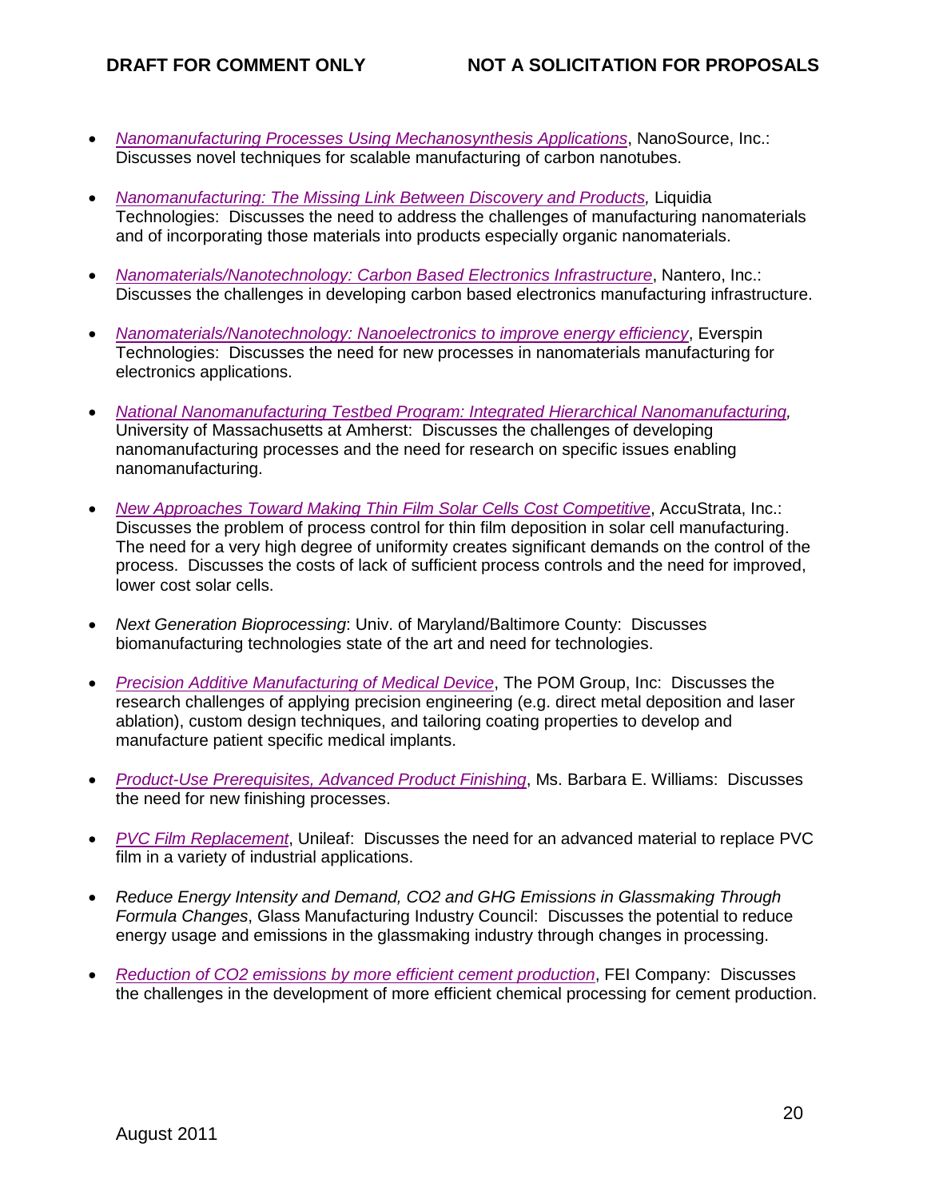- *Nanomanufacturing Processes Using Mechanosynthesis Applications*, NanoSource, Inc.: Discusses novel techniques for scalable manufacturing of carbon nanotubes.

- *Nanomanufacturing: The Missing Link Between Discovery and Products,* Liquidia Technologies: Discusses the need to address the challenges of manufacturing nanomaterials and of incorporating those materials into products especially organic nanomaterials.

- *Nanomaterials/Nanotechnology: Carbon Based Electronics Infrastructure*, Nantero, Inc.: Discusses the challenges in developing carbon based electronics manufacturing infrastructure.

- *Nanomaterials/Nanotechnology: Nanoelectronics to improve energy efficiency*, Everspin Technologies: Discusses the need for new processes in nanomaterials manufacturing for electronics applications.

- *National Nanomanufacturing Testbed Program: Integrated Hierarchical Nanomanufacturing,* University of Massachusetts at Amherst: Discusses the challenges of developing nanomanufacturing processes and the need for research on specific issues enabling nanomanufacturing.

- *New Approaches Toward Making Thin Film Solar Cells Cost Competitive*, AccuStrata, Inc.: Discusses the problem of process control for thin film deposition in solar cell manufacturing. The need for a very high degree of uniformity creates significant demands on the control of the process. Discusses the costs of lack of sufficient process controls and the need for improved, lower cost solar cells.

- *Next Generation Bioprocessing*: Univ. of Maryland/Baltimore County: Discusses biomanufacturing technologies state of the art and need for technologies.

- *Precision Additive Manufacturing of Medical Device*, The POM Group, Inc: Discusses the research challenges of applying precision engineering (e.g. direct metal deposition and laser ablation), custom design techniques, and tailoring coating properties to develop and manufacture patient specific medical implants.

- *Product-Use Prerequisites, Advanced Product Finishing*, Ms. Barbara E. Williams: Discusses the need for new finishing processes.

- *PVC Film Replacement*, Unileaf: Discusses the need for an advanced material to replace PVC film in a variety of industrial applications.

- *Reduce Energy Intensity and Demand, CO2 and GHG Emissions in Glassmaking Through Formula Changes*, Glass Manufacturing Industry Council: Discusses the potential to reduce energy usage and emissions in the glassmaking industry through changes in processing.

- *Reduction of CO2 emissions by more efficient cement production*, FEI Company: Discusses the challenges in the development of more efficient chemical processing for cement production.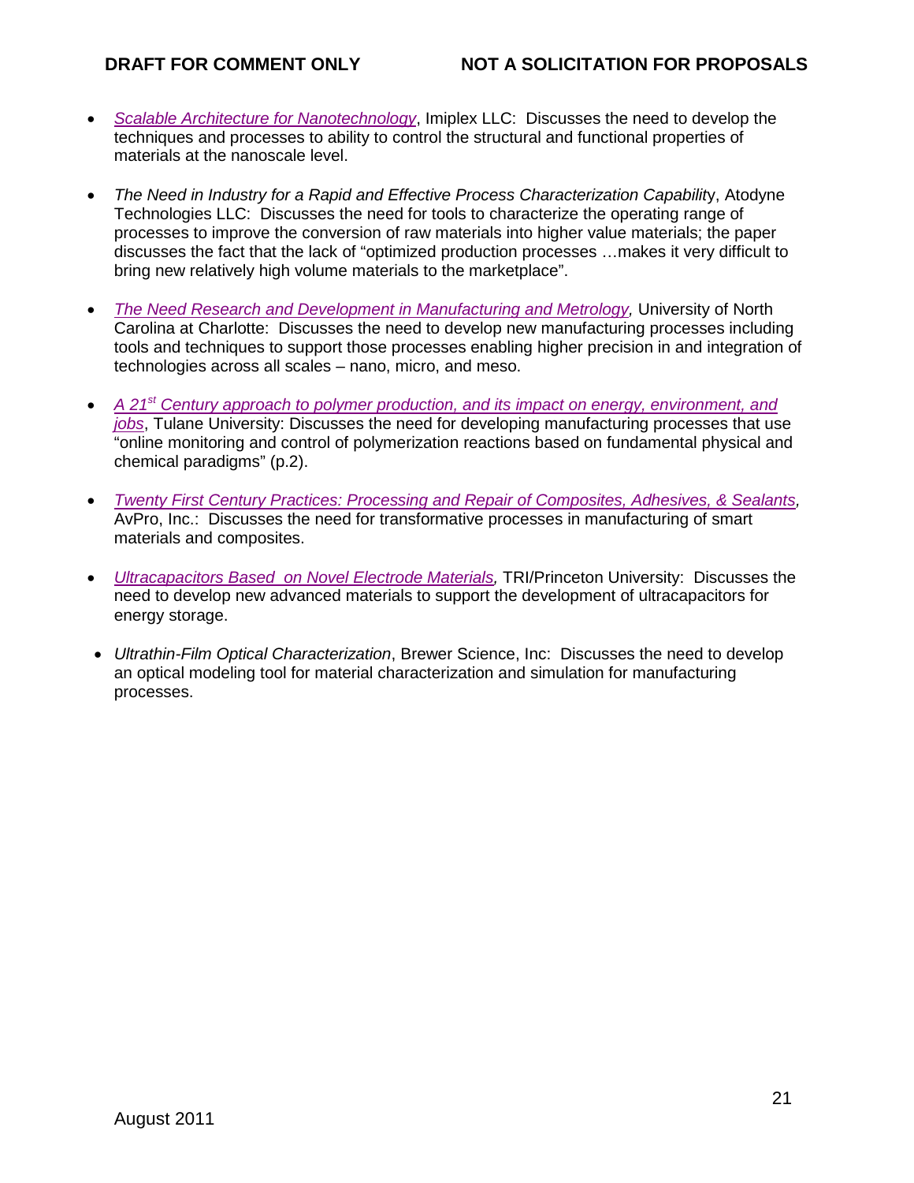- *Scalable Architecture for Nanotechnology*, Imiplex LLC: Discusses the need to develop the techniques and processes to ability to control the structural and functional properties of materials at the nanoscale level.

- *The Need in Industry for a Rapid and Effective Process Characterization Capabilit*y, Atodyne Technologies LLC: Discusses the need for tools to characterize the operating range of processes to improve the conversion of raw materials into higher value materials; the paper discusses the fact that the lack of "optimized production processes …makes it very difficult to bring new relatively high volume materials to the marketplace".

- *The Need Research and Development in Manufacturing and Metrology,* University of North Carolina at Charlotte: Discusses the need to develop new manufacturing processes including tools and techniques to support those processes enabling higher precision in and integration of technologies across all scales – nano, micro, and meso.

- *A 21st Century approach to polymer production, and its impact on energy, environment, and jobs*, Tulane University: Discusses the need for developing manufacturing processes that use "online monitoring and control of polymerization reactions based on fundamental physical and chemical paradigms" (p.2).

- *Twenty First Century Practices: Processing and Repair of Composites, Adhesives, & Sealants,* AvPro, Inc.: Discusses the need for transformative processes in manufacturing of smart materials and composites.

- *Ultracapacitors Based on Novel Electrode Materials,* TRI/Princeton University: Discusses the need to develop new advanced materials to support the development of ultracapacitors for energy storage.

- *Ultrathin-Film Optical Characterization*, Brewer Science, Inc: Discusses the need to develop an optical modeling tool for material characterization and simulation for manufacturing processes.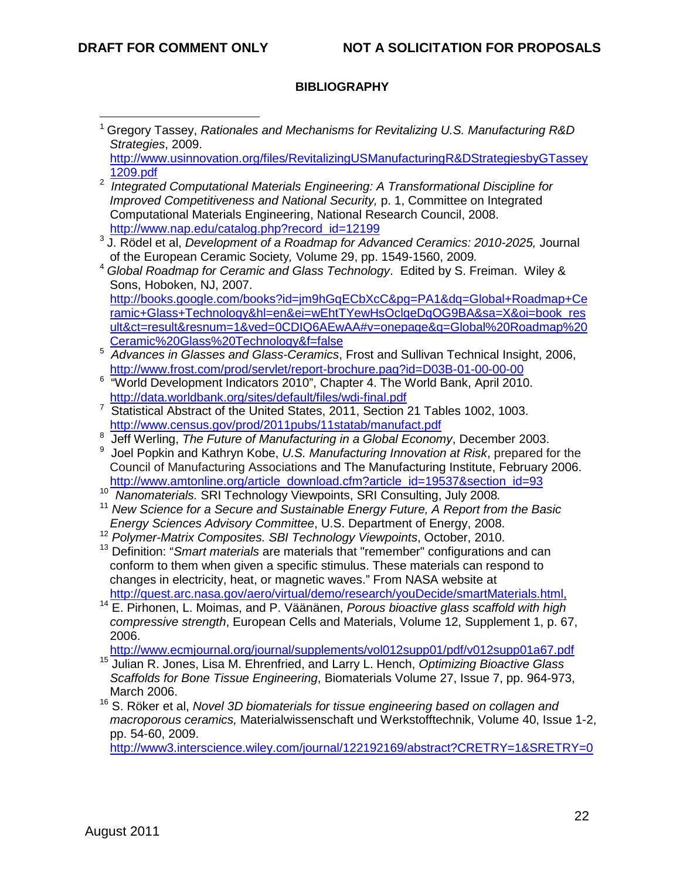## BIBLIOGRAPHY

[1] Gregory Tassey, *Rationales and Mechanisms for Revitalizing U.S. Manufacturing R&D Strategies*, 2009. http://www.usinnovation.org/files/RevitalizingUSManufacturingR&DStrategiesbyGTassey1209.pdf

[2] *Integrated Computational Materials Engineering: A Transformational Discipline for Improved Competitiveness and National Security,* p. 1, Committee on Integrated Computational Materials Engineering, National Research Council, 2008. http://www.nap.edu/catalog.php?record_id=12199

[3] J. Rödel et al, *Development of a Roadmap for Advanced Ceramics: 2010-2025,* Journal of the European Ceramic Society*,* Volume 29, pp. 1549-1560, 2009*.*

[4] *Global Roadmap for Ceramic and Glass Technology*. Edited by S. Freiman. Wiley & Sons, Hoboken, NJ, 2007. http://books.google.com/books?id=jm9hGqECbXcC&pg=PA1&dq=Global+Roadmap+Ceramic+Glass+Technology&hl=en&ei=wEhtTYewHsOclgeDqOG9BA&sa=X&oi=book_result&ct=result&resnum=1&ved=0CDIQ6AEwAA#v=onepage&q=Global%20Roadmap%20Ceramic%20Glass%20Technology&f=false

[5] *Advances in Glasses and Glass-Ceramics*, Frost and Sullivan Technical Insight, 2006, http://www.frost.com/prod/servlet/report-brochure.pag?id=D03B-01-00-00-00

[6] "World Development Indicators 2010", Chapter 4. The World Bank, April 2010. http://data.worldbank.org/sites/default/files/wdi-final.pdf

[7] Statistical Abstract of the United States, 2011, Section 21 Tables 1002, 1003. http://www.census.gov/prod/2011pubs/11statab/manufact.pdf

[8] Jeff Werling, *The Future of Manufacturing in a Global Economy*, December 2003.

[9] Joel Popkin and Kathryn Kobe, *U.S. Manufacturing Innovation at Risk*, prepared for the Council of Manufacturing Associations and The Manufacturing Institute, February 2006. http://www.amtonline.org/article_download.cfm?article_id=19537&section_id=93

[10] *Nanomaterials.* SRI Technology Viewpoints, SRI Consulting, July 2008*.*

[11] *New Science for a Secure and Sustainable Energy Future, A Report from the Basic Energy Sciences Advisory Committee*, U.S. Department of Energy, 2008.

[12] *Polymer-Matrix Composites. SBI Technology Viewpoints*, October, 2010.

[13] Definition: "*Smart materials* are materials that "remember" configurations and can conform to them when given a specific stimulus. These materials can respond to changes in electricity, heat, or magnetic waves." From NASA website at http://quest.arc.nasa.gov/aero/virtual/demo/research/youDecide/smartMaterials.html,

[14] E. Pirhonen, L. Moimas, and P. Väänänen, *Porous bioactive glass scaffold with high compressive strength*, European Cells and Materials, Volume 12, Supplement 1, p. 67, 2006. http://www.ecmjournal.org/journal/supplements/vol012supp01/pdf/v012supp01a67.pdf

[15] Julian R. Jones, Lisa M. Ehrenfried, and Larry L. Hench, *Optimizing Bioactive Glass Scaffolds for Bone Tissue Engineering*, Biomaterials Volume 27, Issue 7, pp. 964-973, March 2006.

[16] S. Röker et al, *Novel 3D biomaterials for tissue engineering based on collagen and macroporous ceramics,* Materialwissenschaft und Werkstofftechnik, Volume 40, Issue 1-2, pp. 54-60, 2009. http://www3.interscience.wiley.com/journal/122192169/abstract?CRETRY=1&SRETRY=0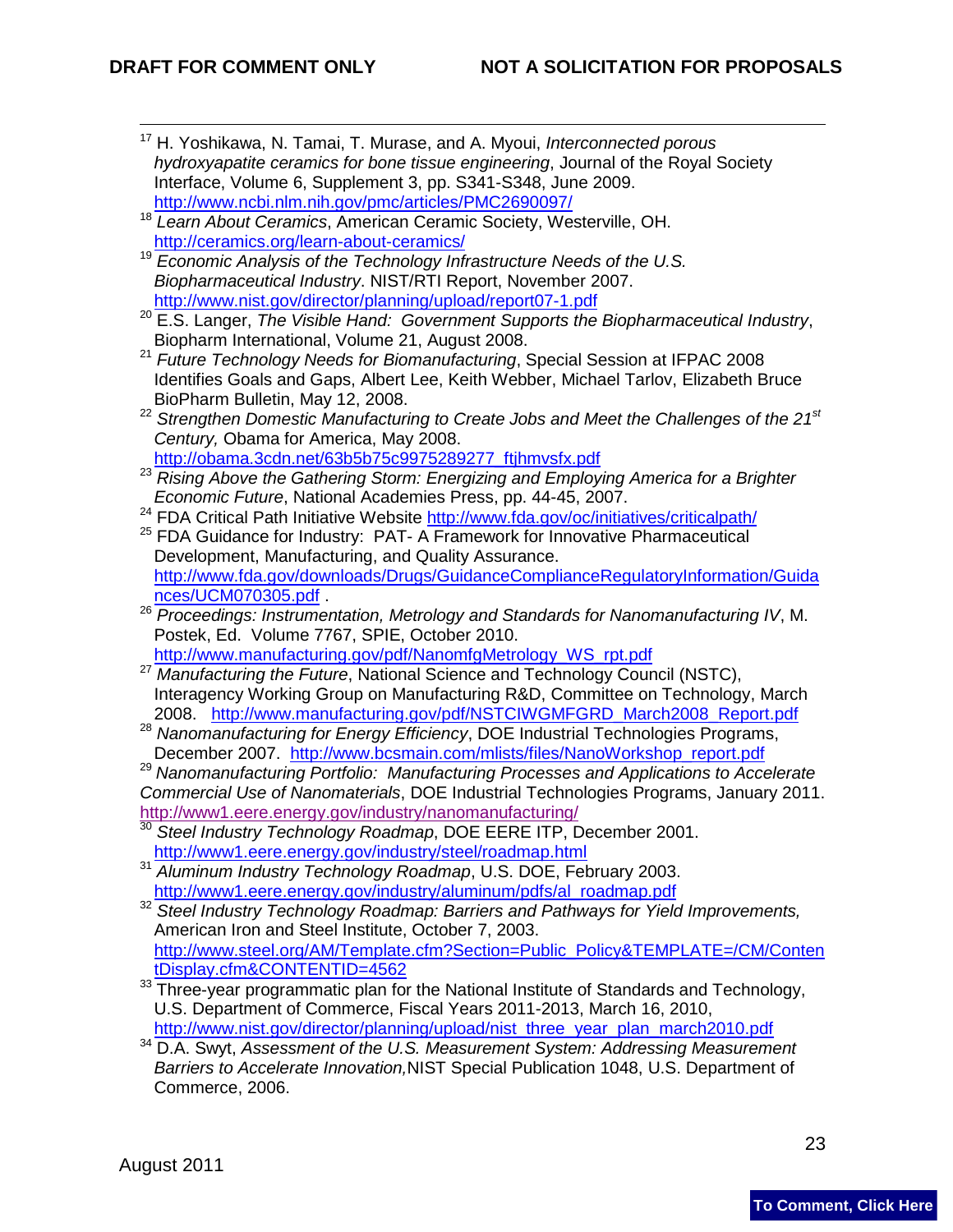[17] H. Yoshikawa, N. Tamai, T. Murase, and A. Myoui, *Interconnected porous hydroxyapatite ceramics for bone tissue engineering*, Journal of the Royal Society Interface, Volume 6, Supplement 3, pp. S341-S348, June 2009. http://www.ncbi.nlm.nih.gov/pmc/articles/PMC2690097/

[18] *Learn About Ceramics*, American Ceramic Society, Westerville, OH. http://ceramics.org/learn-about-ceramics/

[19] *Economic Analysis of the Technology Infrastructure Needs of the U.S. Biopharmaceutical Industry*. NIST/RTI Report, November 2007. http://www.nist.gov/director/planning/upload/report07-1.pdf

[20] E.S. Langer, *The Visible Hand: Government Supports the Biopharmaceutical Industry*, Biopharm International, Volume 21, August 2008.

[21] *Future Technology Needs for Biomanufacturing*, Special Session at IFPAC 2008 Identifies Goals and Gaps, Albert Lee, Keith Webber, Michael Tarlov, Elizabeth Bruce BioPharm Bulletin, May 12, 2008.

[22] *Strengthen Domestic Manufacturing to Create Jobs and Meet the Challenges of the 21st Century,* Obama for America, May 2008. http://obama.3cdn.net/63b5b75c9975289277_ftjhmvsfx.pdf

[23] *Rising Above the Gathering Storm: Energizing and Employing America for a Brighter Economic Future*, National Academies Press, pp. 44-45, 2007.

[24] FDA Critical Path Initiative Website http://www.fda.gov/oc/initiatives/criticalpath/

[25] FDA Guidance for Industry: PAT- A Framework for Innovative Pharmaceutical Development, Manufacturing, and Quality Assurance. http://www.fda.gov/downloads/Drugs/GuidanceComplianceRegulatoryInformation/Guidances/UCM070305.pdf .

[26] *Proceedings: Instrumentation, Metrology and Standards for Nanomanufacturing IV*, M. Postek, Ed. Volume 7767, SPIE, October 2010. http://www.manufacturing.gov/pdf/NanomfgMetrology_WS_rpt.pdf

[27] *Manufacturing the Future*, National Science and Technology Council (NSTC), Interagency Working Group on Manufacturing R&D, Committee on Technology, March 2008. http://www.manufacturing.gov/pdf/NSTCIWGMFGRD_March2008_Report.pdf

[28] *Nanomanufacturing for Energy Efficiency*, DOE Industrial Technologies Programs, December 2007. http://www.bcsmain.com/mlists/files/NanoWorkshop_report.pdf

[29] *Nanomanufacturing Portfolio: Manufacturing Processes and Applications to Accelerate Commercial Use of Nanomaterials*, DOE Industrial Technologies Programs, January 2011. http://www1.eere.energy.gov/industry/nanomanufacturing/

[30] *Steel Industry Technology Roadmap*, DOE EERE ITP, December 2001. http://www1.eere.energy.gov/industry/steel/roadmap.html

[31] *Aluminum Industry Technology Roadmap*, U.S. DOE, February 2003. http://www1.eere.energy.gov/industry/aluminum/pdfs/al_roadmap.pdf

[32] *Steel Industry Technology Roadmap: Barriers and Pathways for Yield Improvements,* American Iron and Steel Institute, October 7, 2003. http://www.steel.org/AM/Template.cfm?Section=Public_Policy&TEMPLATE=/CM/ContentDisplay.cfm&CONTENTID=4562

[33] Three-year programmatic plan for the National Institute of Standards and Technology, U.S. Department of Commerce, Fiscal Years 2011-2013, March 16, 2010, http://www.nist.gov/director/planning/upload/nist_three_year_plan_march2010.pdf

[34] D.A. Swyt, *Assessment of the U.S. Measurement System: Addressing Measurement Barriers to Accelerate Innovation,* NIST Special Publication 1048, U.S. Department of Commerce, 2006.